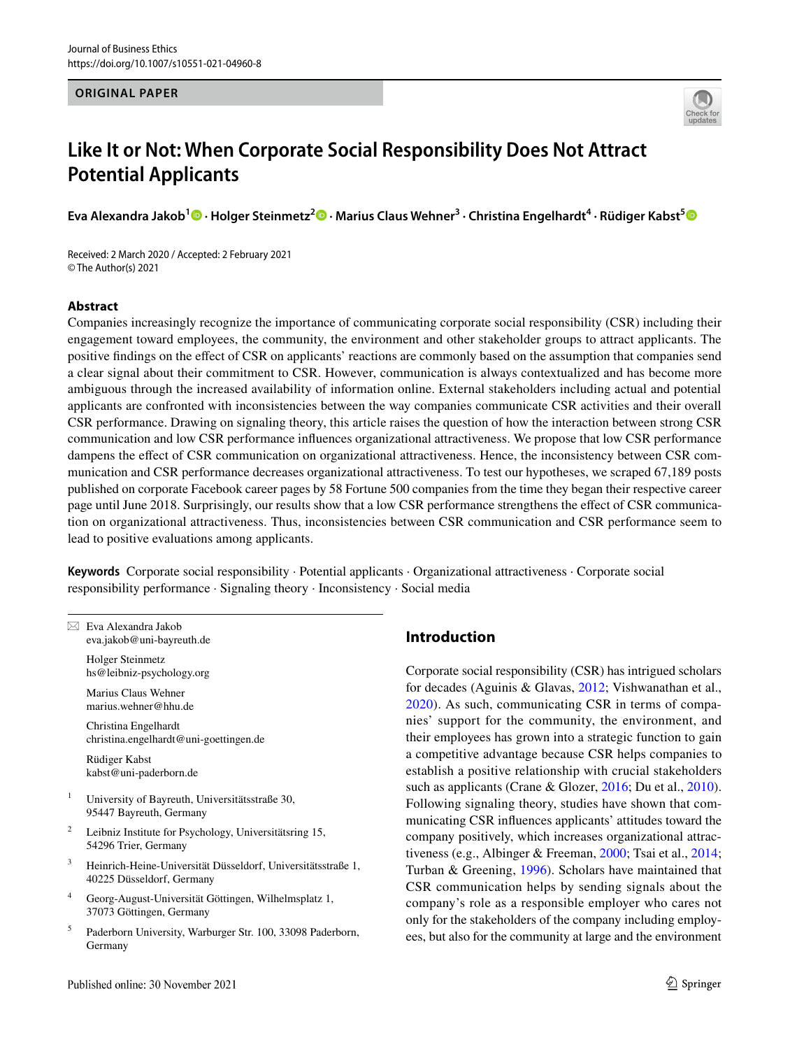ORIGINAL PAPER

# Like It or Not: When Corporate Social Responsibility Does Not Attract Potential Applicants

**Eva Alexandra Jakob[1] · Holger Steinmetz[2] · Marius Claus Wehner[3] · Christina Engelhardt[4] · Rüdiger Kabst[5]**

Received: 2 March 2020 / Accepted: 2 February 2021
© The Author(s) 2021

## Abstract

Companies increasingly recognize the importance of communicating corporate social responsibility (CSR) including their engagement toward employees, the community, the environment and other stakeholder groups to attract applicants. The positive findings on the effect of CSR on applicants' reactions are commonly based on the assumption that companies send a clear signal about their commitment to CSR. However, communication is always contextualized and has become more ambiguous through the increased availability of information online. External stakeholders including actual and potential applicants are confronted with inconsistencies between the way companies communicate CSR activities and their overall CSR performance. Drawing on signaling theory, this article raises the question of how the interaction between strong CSR communication and low CSR performance influences organizational attractiveness. We propose that low CSR performance dampens the effect of CSR communication on organizational attractiveness. Hence, the inconsistency between CSR communication and CSR performance decreases organizational attractiveness. To test our hypotheses, we scraped 67,189 posts published on corporate Facebook career pages by 58 Fortune 500 companies from the time they began their respective career page until June 2018. Surprisingly, our results show that a low CSR performance strengthens the effect of CSR communication on organizational attractiveness. Thus, inconsistencies between CSR communication and CSR performance seem to lead to positive evaluations among applicants.

**Keywords** Corporate social responsibility · Potential applicants · Organizational attractiveness · Corporate social responsibility performance · Signaling theory · Inconsistency · Social media

✉ Eva Alexandra Jakob
eva.jakob@uni-bayreuth.de

Holger Steinmetz
hs@leibniz-psychology.org

Marius Claus Wehner
marius.wehner@hhu.de

Christina Engelhardt
christina.engelhardt@uni-goettingen.de

Rüdiger Kabst
kabst@uni-paderborn.de

[1] University of Bayreuth, Universitätsstraße 30, 95447 Bayreuth, Germany

[2] Leibniz Institute for Psychology, Universitätsring 15, 54296 Trier, Germany

[3] Heinrich-Heine-Universität Düsseldorf, Universitätsstraße 1, 40225 Düsseldorf, Germany

[4] Georg-August-Universität Göttingen, Wilhelmsplatz 1, 37073 Göttingen, Germany

[5] Paderborn University, Warburger Str. 100, 33098 Paderborn, Germany

## Introduction

Corporate social responsibility (CSR) has intrigued scholars for decades (Aguinis & Glavas, 2012; Vishwanathan et al., 2020). As such, communicating CSR in terms of companies' support for the community, the environment, and their employees has grown into a strategic function to gain a competitive advantage because CSR helps companies to establish a positive relationship with crucial stakeholders such as applicants (Crane & Glozer, 2016; Du et al., 2010). Following signaling theory, studies have shown that communicating CSR influences applicants' attitudes toward the company positively, which increases organizational attractiveness (e.g., Albinger & Freeman, 2000; Tsai et al., 2014; Turban & Greening, 1996). Scholars have maintained that CSR communication helps by sending signals about the company's role as a responsible employer who cares not only for the stakeholders of the company including employees, but also for the community at large and the environment

Published online: 30 November 2021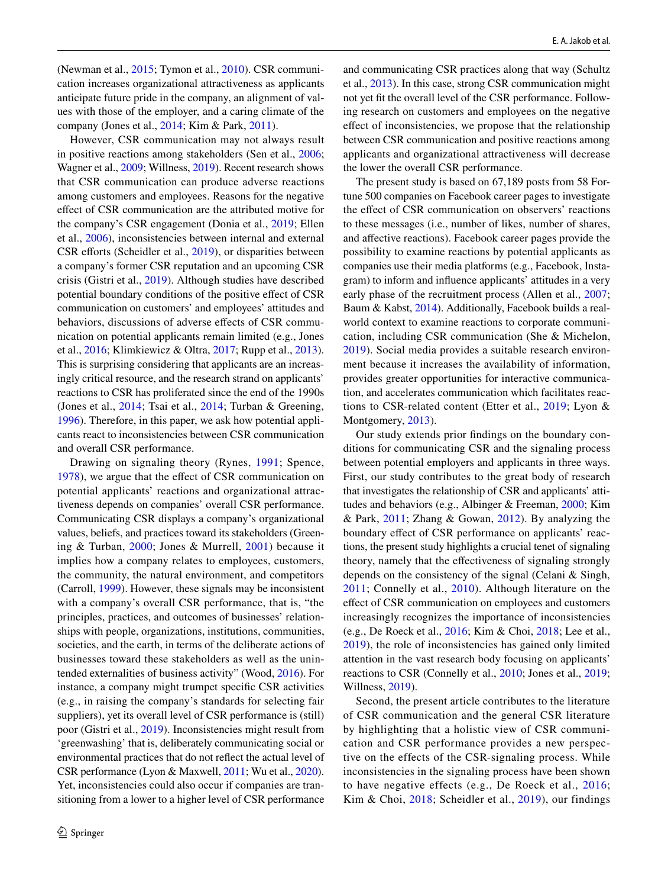(Newman et al., 2015; Tymon et al., 2010). CSR communication increases organizational attractiveness as applicants anticipate future pride in the company, an alignment of values with those of the employer, and a caring climate of the company (Jones et al., 2014; Kim & Park, 2011).

However, CSR communication may not always result in positive reactions among stakeholders (Sen et al., 2006; Wagner et al., 2009; Willness, 2019). Recent research shows that CSR communication can produce adverse reactions among customers and employees. Reasons for the negative effect of CSR communication are the attributed motive for the company's CSR engagement (Donia et al., 2019; Ellen et al., 2006), inconsistencies between internal and external CSR efforts (Scheidler et al., 2019), or disparities between a company's former CSR reputation and an upcoming CSR crisis (Gistri et al., 2019). Although studies have described potential boundary conditions of the positive effect of CSR communication on customers' and employees' attitudes and behaviors, discussions of adverse effects of CSR communication on potential applicants remain limited (e.g., Jones et al., 2016; Klimkiewicz & Oltra, 2017; Rupp et al., 2013). This is surprising considering that applicants are an increasingly critical resource, and the research strand on applicants' reactions to CSR has proliferated since the end of the 1990s (Jones et al., 2014; Tsai et al., 2014; Turban & Greening, 1996). Therefore, in this paper, we ask how potential applicants react to inconsistencies between CSR communication and overall CSR performance.

Drawing on signaling theory (Rynes, 1991; Spence, 1978), we argue that the effect of CSR communication on potential applicants' reactions and organizational attractiveness depends on companies' overall CSR performance. Communicating CSR displays a company's organizational values, beliefs, and practices toward its stakeholders (Greening & Turban, 2000; Jones & Murrell, 2001) because it implies how a company relates to employees, customers, the community, the natural environment, and competitors (Carroll, 1999). However, these signals may be inconsistent with a company's overall CSR performance, that is, "the principles, practices, and outcomes of businesses' relationships with people, organizations, institutions, communities, societies, and the earth, in terms of the deliberate actions of businesses toward these stakeholders as well as the unintended externalities of business activity" (Wood, 2016). For instance, a company might trumpet specific CSR activities (e.g., in raising the company's standards for selecting fair suppliers), yet its overall level of CSR performance is (still) poor (Gistri et al., 2019). Inconsistencies might result from 'greenwashing' that is, deliberately communicating social or environmental practices that do not reflect the actual level of CSR performance (Lyon & Maxwell, 2011; Wu et al., 2020). Yet, inconsistencies could also occur if companies are transitioning from a lower to a higher level of CSR performance and communicating CSR practices along that way (Schultz et al., 2013). In this case, strong CSR communication might not yet fit the overall level of the CSR performance. Following research on customers and employees on the negative effect of inconsistencies, we propose that the relationship between CSR communication and positive reactions among applicants and organizational attractiveness will decrease the lower the overall CSR performance.

The present study is based on 67,189 posts from 58 Fortune 500 companies on Facebook career pages to investigate the effect of CSR communication on observers' reactions to these messages (i.e., number of likes, number of shares, and affective reactions). Facebook career pages provide the possibility to examine reactions by potential applicants as companies use their media platforms (e.g., Facebook, Instagram) to inform and influence applicants' attitudes in a very early phase of the recruitment process (Allen et al., 2007; Baum & Kabst, 2014). Additionally, Facebook builds a real-world context to examine reactions to corporate communication, including CSR communication (She & Michelon, 2019). Social media provides a suitable research environment because it increases the availability of information, provides greater opportunities for interactive communication, and accelerates communication which facilitates reactions to CSR-related content (Etter et al., 2019; Lyon & Montgomery, 2013).

Our study extends prior findings on the boundary conditions for communicating CSR and the signaling process between potential employers and applicants in three ways. First, our study contributes to the great body of research that investigates the relationship of CSR and applicants' attitudes and behaviors (e.g., Albinger & Freeman, 2000; Kim & Park, 2011; Zhang & Gowan, 2012). By analyzing the boundary effect of CSR performance on applicants' reactions, the present study highlights a crucial tenet of signaling theory, namely that the effectiveness of signaling strongly depends on the consistency of the signal (Celani & Singh, 2011; Connelly et al., 2010). Although literature on the effect of CSR communication on employees and customers increasingly recognizes the importance of inconsistencies (e.g., De Roeck et al., 2016; Kim & Choi, 2018; Lee et al., 2019), the role of inconsistencies has gained only limited attention in the vast research body focusing on applicants' reactions to CSR (Connelly et al., 2010; Jones et al., 2019; Willness, 2019).

Second, the present article contributes to the literature of CSR communication and the general CSR literature by highlighting that a holistic view of CSR communication and CSR performance provides a new perspective on the effects of the CSR-signaling process. While inconsistencies in the signaling process have been shown to have negative effects (e.g., De Roeck et al., 2016; Kim & Choi, 2018; Scheidler et al., 2019), our findings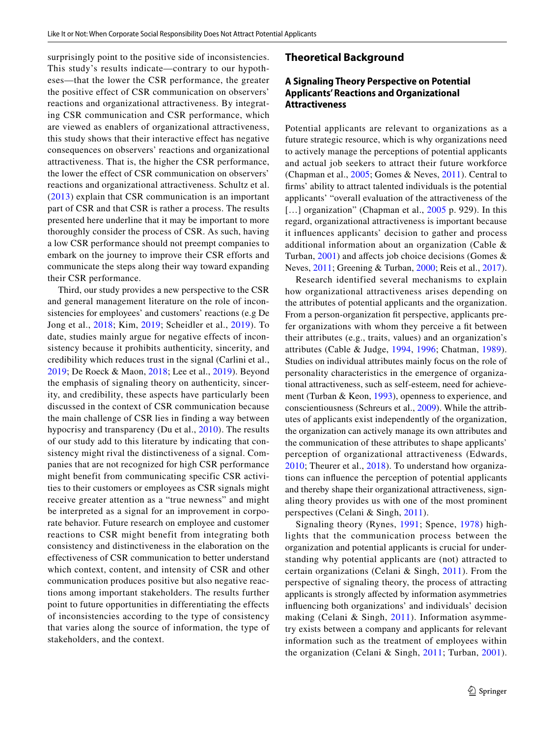surprisingly point to the positive side of inconsistencies. This study's results indicate—contrary to our hypotheses—that the lower the CSR performance, the greater the positive effect of CSR communication on observers' reactions and organizational attractiveness. By integrating CSR communication and CSR performance, which are viewed as enablers of organizational attractiveness, this study shows that their interactive effect has negative consequences on observers' reactions and organizational attractiveness. That is, the higher the CSR performance, the lower the effect of CSR communication on observers' reactions and organizational attractiveness. Schultz et al. (2013) explain that CSR communication is an important part of CSR and that CSR is rather a process. The results presented here underline that it may be important to more thoroughly consider the process of CSR. As such, having a low CSR performance should not preempt companies to embark on the journey to improve their CSR efforts and communicate the steps along their way toward expanding their CSR performance.

Third, our study provides a new perspective to the CSR and general management literature on the role of inconsistencies for employees' and customers' reactions (e.g De Jong et al., 2018; Kim, 2019; Scheidler et al., 2019). To date, studies mainly argue for negative effects of inconsistency because it prohibits authenticity, sincerity, and credibility which reduces trust in the signal (Carlini et al., 2019; De Roeck & Maon, 2018; Lee et al., 2019). Beyond the emphasis of signaling theory on authenticity, sincerity, and credibility, these aspects have particularly been discussed in the context of CSR communication because the main challenge of CSR lies in finding a way between hypocrisy and transparency (Du et al., 2010). The results of our study add to this literature by indicating that consistency might rival the distinctiveness of a signal. Companies that are not recognized for high CSR performance might benefit from communicating specific CSR activities to their customers or employees as CSR signals might receive greater attention as a "true newness" and might be interpreted as a signal for an improvement in corporate behavior. Future research on employee and customer reactions to CSR might benefit from integrating both consistency and distinctiveness in the elaboration on the effectiveness of CSR communication to better understand which context, content, and intensity of CSR and other communication produces positive but also negative reactions among important stakeholders. The results further point to future opportunities in differentiating the effects of inconsistencies according to the type of consistency that varies along the source of information, the type of stakeholders, and the context.

## Theoretical Background

### A Signaling Theory Perspective on Potential Applicants' Reactions and Organizational Attractiveness

Potential applicants are relevant to organizations as a future strategic resource, which is why organizations need to actively manage the perceptions of potential applicants and actual job seekers to attract their future workforce (Chapman et al., 2005; Gomes & Neves, 2011). Central to firms' ability to attract talented individuals is the potential applicants' "overall evaluation of the attractiveness of the [...] organization" (Chapman et al., 2005 p. 929). In this regard, organizational attractiveness is important because it influences applicants' decision to gather and process additional information about an organization (Cable & Turban, 2001) and affects job choice decisions (Gomes & Neves, 2011; Greening & Turban, 2000; Reis et al., 2017).

Research identified several mechanisms to explain how organizational attractiveness arises depending on the attributes of potential applicants and the organization. From a person-organization fit perspective, applicants prefer organizations with whom they perceive a fit between their attributes (e.g., traits, values) and an organization's attributes (Cable & Judge, 1994, 1996; Chatman, 1989). Studies on individual attributes mainly focus on the role of personality characteristics in the emergence of organizational attractiveness, such as self-esteem, need for achievement (Turban & Keon, 1993), openness to experience, and conscientiousness (Schreurs et al., 2009). While the attributes of applicants exist independently of the organization, the organization can actively manage its own attributes and the communication of these attributes to shape applicants' perception of organizational attractiveness (Edwards, 2010; Theurer et al., 2018). To understand how organizations can influence the perception of potential applicants and thereby shape their organizational attractiveness, signaling theory provides us with one of the most prominent perspectives (Celani & Singh, 2011).

Signaling theory (Rynes, 1991; Spence, 1978) highlights that the communication process between the organization and potential applicants is crucial for understanding why potential applicants are (not) attracted to certain organizations (Celani & Singh, 2011). From the perspective of signaling theory, the process of attracting applicants is strongly affected by information asymmetries influencing both organizations' and individuals' decision making (Celani & Singh, 2011). Information asymmetry exists between a company and applicants for relevant information such as the treatment of employees within the organization (Celani & Singh, 2011; Turban, 2001).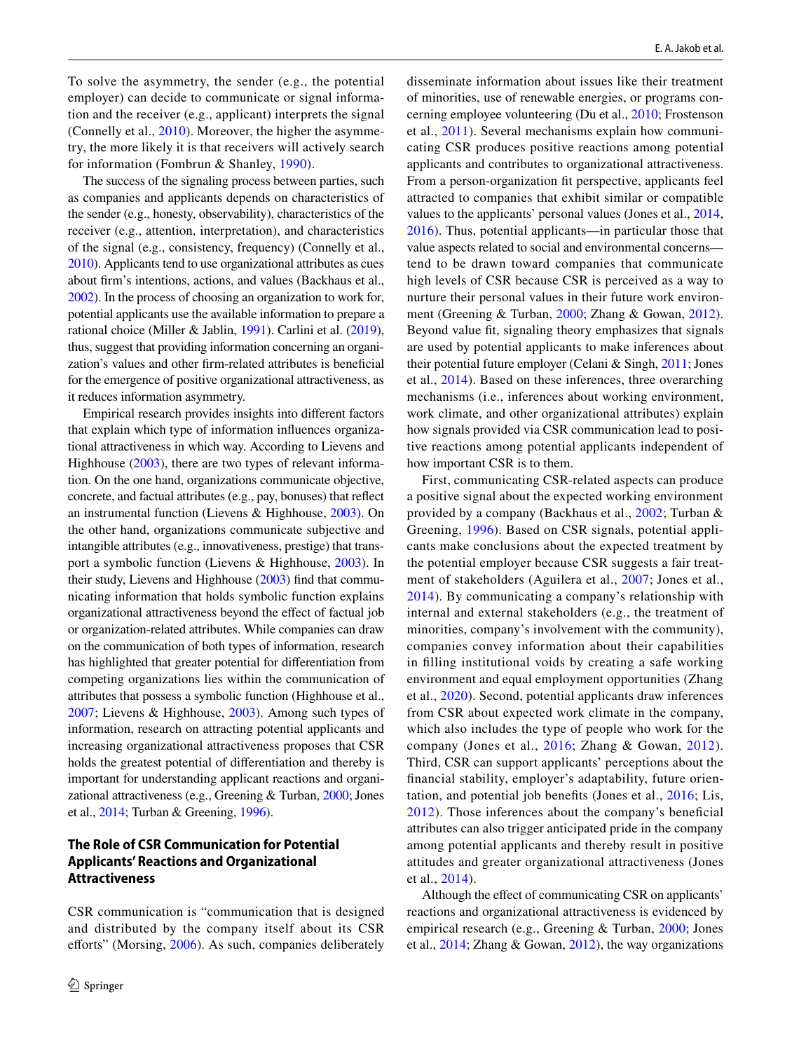To solve the asymmetry, the sender (e.g., the potential employer) can decide to communicate or signal information and the receiver (e.g., applicant) interprets the signal (Connelly et al., 2010). Moreover, the higher the asymmetry, the more likely it is that receivers will actively search for information (Fombrun & Shanley, 1990).

The success of the signaling process between parties, such as companies and applicants depends on characteristics of the sender (e.g., honesty, observability), characteristics of the receiver (e.g., attention, interpretation), and characteristics of the signal (e.g., consistency, frequency) (Connelly et al., 2010). Applicants tend to use organizational attributes as cues about firm's intentions, actions, and values (Backhaus et al., 2002). In the process of choosing an organization to work for, potential applicants use the available information to prepare a rational choice (Miller & Jablin, 1991). Carlini et al. (2019), thus, suggest that providing information concerning an organization's values and other firm-related attributes is beneficial for the emergence of positive organizational attractiveness, as it reduces information asymmetry.

Empirical research provides insights into different factors that explain which type of information influences organizational attractiveness in which way. According to Lievens and Highhouse (2003), there are two types of relevant information. On the one hand, organizations communicate objective, concrete, and factual attributes (e.g., pay, bonuses) that reflect an instrumental function (Lievens & Highhouse, 2003). On the other hand, organizations communicate subjective and intangible attributes (e.g., innovativeness, prestige) that transport a symbolic function (Lievens & Highhouse, 2003). In their study, Lievens and Highhouse (2003) find that communicating information that holds symbolic function explains organizational attractiveness beyond the effect of factual job or organization-related attributes. While companies can draw on the communication of both types of information, research has highlighted that greater potential for differentiation from competing organizations lies within the communication of attributes that possess a symbolic function (Highhouse et al., 2007; Lievens & Highhouse, 2003). Among such types of information, research on attracting potential applicants and increasing organizational attractiveness proposes that CSR holds the greatest potential of differentiation and thereby is important for understanding applicant reactions and organizational attractiveness (e.g., Greening & Turban, 2000; Jones et al., 2014; Turban & Greening, 1996).

## The Role of CSR Communication for Potential Applicants' Reactions and Organizational Attractiveness

CSR communication is "communication that is designed and distributed by the company itself about its CSR efforts" (Morsing, 2006). As such, companies deliberately disseminate information about issues like their treatment of minorities, use of renewable energies, or programs concerning employee volunteering (Du et al., 2010; Frostenson et al., 2011). Several mechanisms explain how communicating CSR produces positive reactions among potential applicants and contributes to organizational attractiveness. From a person-organization fit perspective, applicants feel attracted to companies that exhibit similar or compatible values to the applicants' personal values (Jones et al., 2014, 2016). Thus, potential applicants—in particular those that value aspects related to social and environmental concerns—tend to be drawn toward companies that communicate high levels of CSR because CSR is perceived as a way to nurture their personal values in their future work environment (Greening & Turban, 2000; Zhang & Gowan, 2012). Beyond value fit, signaling theory emphasizes that signals are used by potential applicants to make inferences about their potential future employer (Celani & Singh, 2011; Jones et al., 2014). Based on these inferences, three overarching mechanisms (i.e., inferences about working environment, work climate, and other organizational attributes) explain how signals provided via CSR communication lead to positive reactions among potential applicants independent of how important CSR is to them.

First, communicating CSR-related aspects can produce a positive signal about the expected working environment provided by a company (Backhaus et al., 2002; Turban & Greening, 1996). Based on CSR signals, potential applicants make conclusions about the expected treatment by the potential employer because CSR suggests a fair treatment of stakeholders (Aguilera et al., 2007; Jones et al., 2014). By communicating a company's relationship with internal and external stakeholders (e.g., the treatment of minorities, company's involvement with the community), companies convey information about their capabilities in filling institutional voids by creating a safe working environment and equal employment opportunities (Zhang et al., 2020). Second, potential applicants draw inferences from CSR about expected work climate in the company, which also includes the type of people who work for the company (Jones et al., 2016; Zhang & Gowan, 2012). Third, CSR can support applicants' perceptions about the financial stability, employer's adaptability, future orientation, and potential job benefits (Jones et al., 2016; Lis, 2012). Those inferences about the company's beneficial attributes can also trigger anticipated pride in the company among potential applicants and thereby result in positive attitudes and greater organizational attractiveness (Jones et al., 2014).

Although the effect of communicating CSR on applicants' reactions and organizational attractiveness is evidenced by empirical research (e.g., Greening & Turban, 2000; Jones et al., 2014; Zhang & Gowan, 2012), the way organizations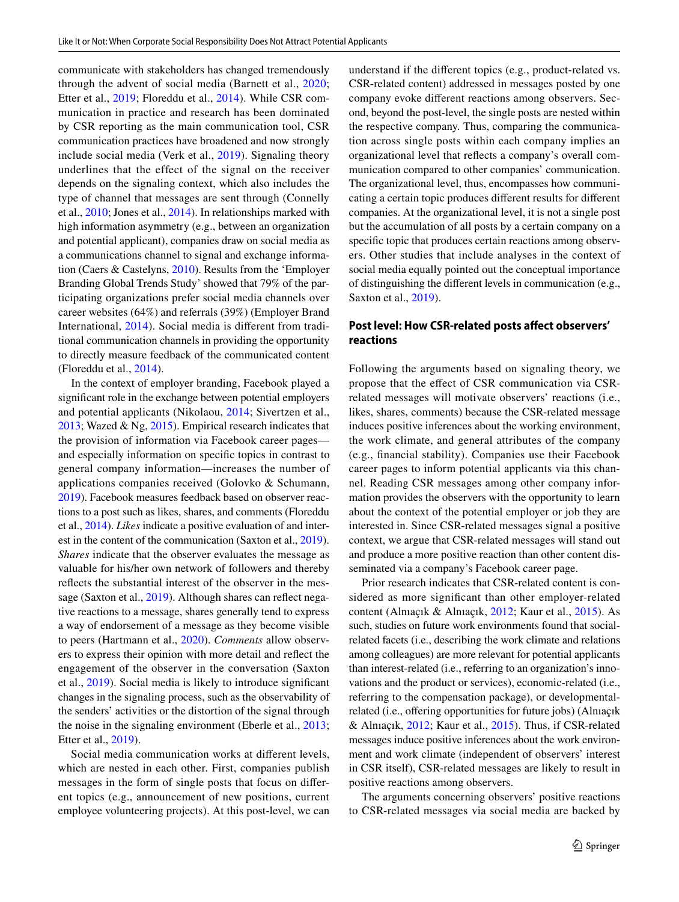communicate with stakeholders has changed tremendously through the advent of social media (Barnett et al., 2020; Etter et al., 2019; Floreddu et al., 2014). While CSR communication in practice and research has been dominated by CSR reporting as the main communication tool, CSR communication practices have broadened and now strongly include social media (Verk et al., 2019). Signaling theory underlines that the effect of the signal on the receiver depends on the signaling context, which also includes the type of channel that messages are sent through (Connelly et al., 2010; Jones et al., 2014). In relationships marked with high information asymmetry (e.g., between an organization and potential applicant), companies draw on social media as a communications channel to signal and exchange information (Caers & Castelyns, 2010). Results from the 'Employer Branding Global Trends Study' showed that 79% of the participating organizations prefer social media channels over career websites (64%) and referrals (39%) (Employer Brand International, 2014). Social media is different from traditional communication channels in providing the opportunity to directly measure feedback of the communicated content (Floreddu et al., 2014).

In the context of employer branding, Facebook played a significant role in the exchange between potential employers and potential applicants (Nikolaou, 2014; Sivertzen et al., 2013; Wazed & Ng, 2015). Empirical research indicates that the provision of information via Facebook career pages—and especially information on specific topics in contrast to general company information—increases the number of applications companies received (Golovko & Schumann, 2019). Facebook measures feedback based on observer reactions to a post such as likes, shares, and comments (Floreddu et al., 2014). *Likes* indicate a positive evaluation of and interest in the content of the communication (Saxton et al., 2019). *Shares* indicate that the observer evaluates the message as valuable for his/her own network of followers and thereby reflects the substantial interest of the observer in the message (Saxton et al., 2019). Although shares can reflect negative reactions to a message, shares generally tend to express a way of endorsement of a message as they become visible to peers (Hartmann et al., 2020). *Comments* allow observers to express their opinion with more detail and reflect the engagement of the observer in the conversation (Saxton et al., 2019). Social media is likely to introduce significant changes in the signaling process, such as the observability of the senders' activities or the distortion of the signal through the noise in the signaling environment (Eberle et al., 2013; Etter et al., 2019).

Social media communication works at different levels, which are nested in each other. First, companies publish messages in the form of single posts that focus on different topics (e.g., announcement of new positions, current employee volunteering projects). At this post-level, we can understand if the different topics (e.g., product-related vs. CSR-related content) addressed in messages posted by one company evoke different reactions among observers. Second, beyond the post-level, the single posts are nested within the respective company. Thus, comparing the communication across single posts within each company implies an organizational level that reflects a company's overall communication compared to other companies' communication. The organizational level, thus, encompasses how communicating a certain topic produces different results for different companies. At the organizational level, it is not a single post but the accumulation of all posts by a certain company on a specific topic that produces certain reactions among observers. Other studies that include analyses in the context of social media equally pointed out the conceptual importance of distinguishing the different levels in communication (e.g., Saxton et al., 2019).

### Post level: How CSR-related posts affect observers' reactions

Following the arguments based on signaling theory, we propose that the effect of CSR communication via CSR-related messages will motivate observers' reactions (i.e., likes, shares, comments) because the CSR-related message induces positive inferences about the working environment, the work climate, and general attributes of the company (e.g., financial stability). Companies use their Facebook career pages to inform potential applicants via this channel. Reading CSR messages among other company information provides the observers with the opportunity to learn about the context of the potential employer or job they are interested in. Since CSR-related messages signal a positive context, we argue that CSR-related messages will stand out and produce a more positive reaction than other content disseminated via a company's Facebook career page.

Prior research indicates that CSR-related content is considered as more significant than other employer-related content (Alnıaçık & Alnıaçık, 2012; Kaur et al., 2015). As such, studies on future work environments found that social-related facets (i.e., describing the work climate and relations among colleagues) are more relevant for potential applicants than interest-related (i.e., referring to an organization's innovations and the product or services), economic-related (i.e., referring to the compensation package), or developmental-related (i.e., offering opportunities for future jobs) (Alnıaçık & Alnıaçık, 2012; Kaur et al., 2015). Thus, if CSR-related messages induce positive inferences about the work environment and work climate (independent of observers' interest in CSR itself), CSR-related messages are likely to result in positive reactions among observers.

The arguments concerning observers' positive reactions to CSR-related messages via social media are backed by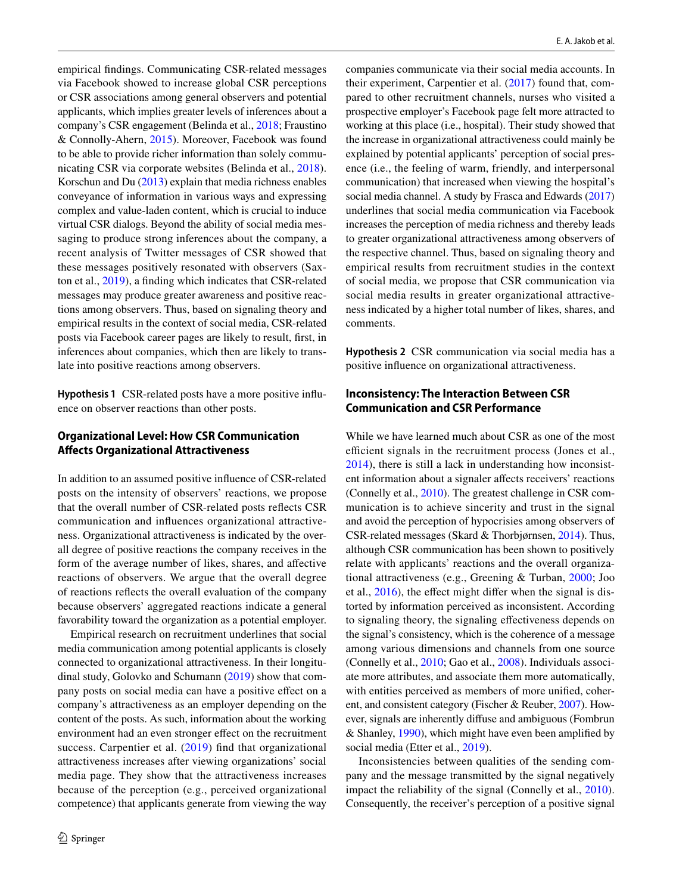empirical findings. Communicating CSR-related messages via Facebook showed to increase global CSR perceptions or CSR associations among general observers and potential applicants, which implies greater levels of inferences about a company's CSR engagement (Belinda et al., 2018; Fraustino & Connolly-Ahern, 2015). Moreover, Facebook was found to be able to provide richer information than solely communicating CSR via corporate websites (Belinda et al., 2018). Korschun and Du (2013) explain that media richness enables conveyance of information in various ways and expressing complex and value-laden content, which is crucial to induce virtual CSR dialogs. Beyond the ability of social media messaging to produce strong inferences about the company, a recent analysis of Twitter messages of CSR showed that these messages positively resonated with observers (Saxton et al., 2019), a finding which indicates that CSR-related messages may produce greater awareness and positive reactions among observers. Thus, based on signaling theory and empirical results in the context of social media, CSR-related posts via Facebook career pages are likely to result, first, in inferences about companies, which then are likely to translate into positive reactions among observers.

**Hypothesis 1** CSR-related posts have a more positive influence on observer reactions than other posts.

## Organizational Level: How CSR Communication Affects Organizational Attractiveness

In addition to an assumed positive influence of CSR-related posts on the intensity of observers' reactions, we propose that the overall number of CSR-related posts reflects CSR communication and influences organizational attractiveness. Organizational attractiveness is indicated by the overall degree of positive reactions the company receives in the form of the average number of likes, shares, and affective reactions of observers. We argue that the overall degree of reactions reflects the overall evaluation of the company because observers' aggregated reactions indicate a general favorability toward the organization as a potential employer.

Empirical research on recruitment underlines that social media communication among potential applicants is closely connected to organizational attractiveness. In their longitudinal study, Golovko and Schumann (2019) show that company posts on social media can have a positive effect on a company's attractiveness as an employer depending on the content of the posts. As such, information about the working environment had an even stronger effect on the recruitment success. Carpentier et al. (2019) find that organizational attractiveness increases after viewing organizations' social media page. They show that the attractiveness increases because of the perception (e.g., perceived organizational competence) that applicants generate from viewing the way companies communicate via their social media accounts. In their experiment, Carpentier et al. (2017) found that, compared to other recruitment channels, nurses who visited a prospective employer's Facebook page felt more attracted to working at this place (i.e., hospital). Their study showed that the increase in organizational attractiveness could mainly be explained by potential applicants' perception of social presence (i.e., the feeling of warm, friendly, and interpersonal communication) that increased when viewing the hospital's social media channel. A study by Frasca and Edwards (2017) underlines that social media communication via Facebook increases the perception of media richness and thereby leads to greater organizational attractiveness among observers of the respective channel. Thus, based on signaling theory and empirical results from recruitment studies in the context of social media, we propose that CSR communication via social media results in greater organizational attractiveness indicated by a higher total number of likes, shares, and comments.

**Hypothesis 2** CSR communication via social media has a positive influence on organizational attractiveness.

## Inconsistency: The Interaction Between CSR Communication and CSR Performance

While we have learned much about CSR as one of the most efficient signals in the recruitment process (Jones et al., 2014), there is still a lack in understanding how inconsistent information about a signaler affects receivers' reactions (Connelly et al., 2010). The greatest challenge in CSR communication is to achieve sincerity and trust in the signal and avoid the perception of hypocrisies among observers of CSR-related messages (Skard & Thorbjørnsen, 2014). Thus, although CSR communication has been shown to positively relate with applicants' reactions and the overall organizational attractiveness (e.g., Greening & Turban, 2000; Joo et al., 2016), the effect might differ when the signal is distorted by information perceived as inconsistent. According to signaling theory, the signaling effectiveness depends on the signal's consistency, which is the coherence of a message among various dimensions and channels from one source (Connelly et al., 2010; Gao et al., 2008). Individuals associate more attributes, and associate them more automatically, with entities perceived as members of more unified, coherent, and consistent category (Fischer & Reuber, 2007). However, signals are inherently diffuse and ambiguous (Fombrun & Shanley, 1990), which might have even been amplified by social media (Etter et al., 2019).

Inconsistencies between qualities of the sending company and the message transmitted by the signal negatively impact the reliability of the signal (Connelly et al., 2010). Consequently, the receiver's perception of a positive signal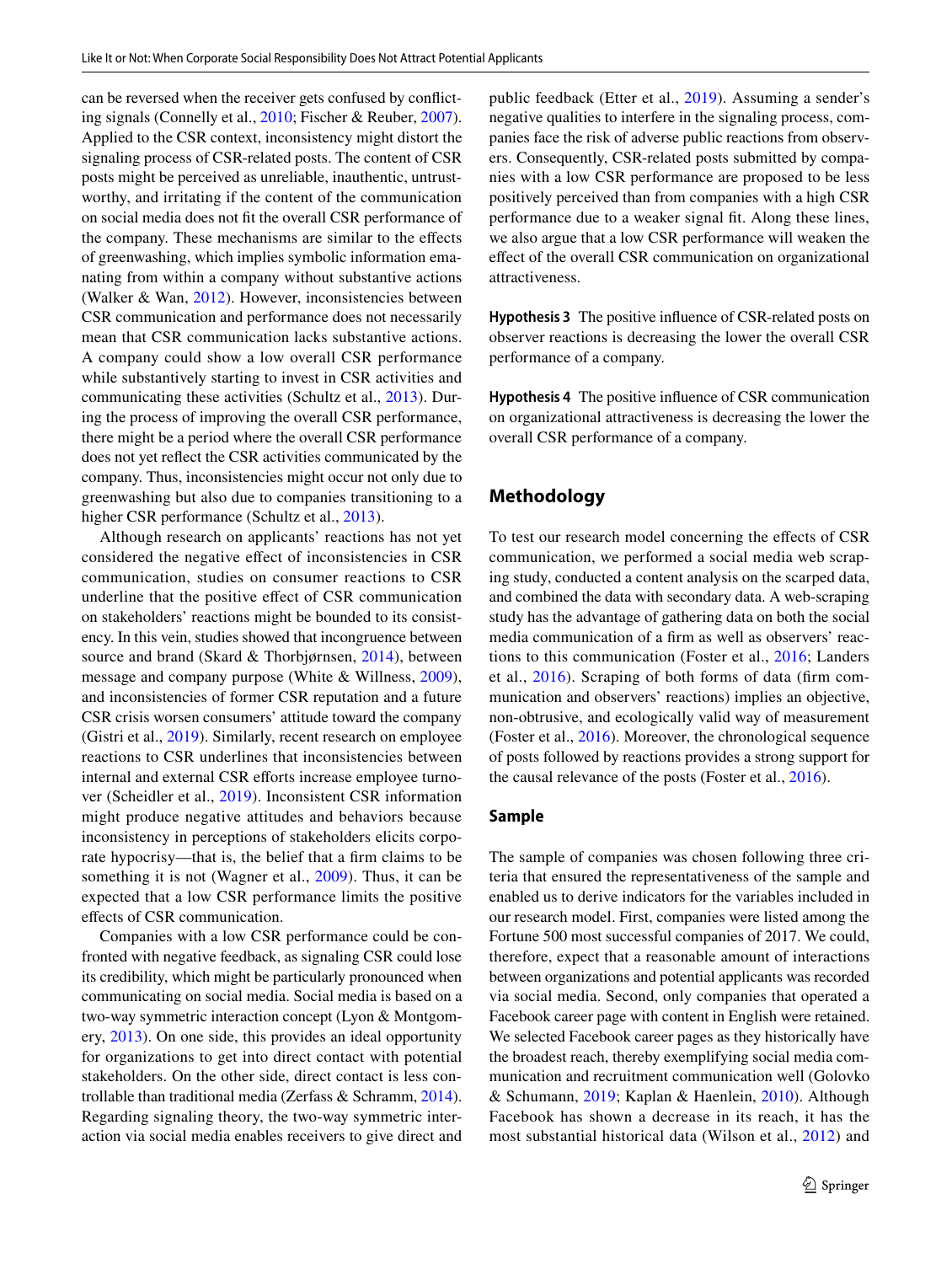can be reversed when the receiver gets confused by conflicting signals (Connelly et al., 2010; Fischer & Reuber, 2007). Applied to the CSR context, inconsistency might distort the signaling process of CSR-related posts. The content of CSR posts might be perceived as unreliable, inauthentic, untrustworthy, and irritating if the content of the communication on social media does not fit the overall CSR performance of the company. These mechanisms are similar to the effects of greenwashing, which implies symbolic information emanating from within a company without substantive actions (Walker & Wan, 2012). However, inconsistencies between CSR communication and performance does not necessarily mean that CSR communication lacks substantive actions. A company could show a low overall CSR performance while substantively starting to invest in CSR activities and communicating these activities (Schultz et al., 2013). During the process of improving the overall CSR performance, there might be a period where the overall CSR performance does not yet reflect the CSR activities communicated by the company. Thus, inconsistencies might occur not only due to greenwashing but also due to companies transitioning to a higher CSR performance (Schultz et al., 2013).

Although research on applicants' reactions has not yet considered the negative effect of inconsistencies in CSR communication, studies on consumer reactions to CSR underline that the positive effect of CSR communication on stakeholders' reactions might be bounded to its consistency. In this vein, studies showed that incongruence between source and brand (Skard & Thorbjørnsen, 2014), between message and company purpose (White & Willness, 2009), and inconsistencies of former CSR reputation and a future CSR crisis worsen consumers' attitude toward the company (Gistri et al., 2019). Similarly, recent research on employee reactions to CSR underlines that inconsistencies between internal and external CSR efforts increase employee turnover (Scheidler et al., 2019). Inconsistent CSR information might produce negative attitudes and behaviors because inconsistency in perceptions of stakeholders elicits corporate hypocrisy—that is, the belief that a firm claims to be something it is not (Wagner et al., 2009). Thus, it can be expected that a low CSR performance limits the positive effects of CSR communication.

Companies with a low CSR performance could be confronted with negative feedback, as signaling CSR could lose its credibility, which might be particularly pronounced when communicating on social media. Social media is based on a two-way symmetric interaction concept (Lyon & Montgomery, 2013). On one side, this provides an ideal opportunity for organizations to get into direct contact with potential stakeholders. On the other side, direct contact is less controllable than traditional media (Zerfass & Schramm, 2014). Regarding signaling theory, the two-way symmetric interaction via social media enables receivers to give direct and public feedback (Etter et al., 2019). Assuming a sender's negative qualities to interfere in the signaling process, companies face the risk of adverse public reactions from observers. Consequently, CSR-related posts submitted by companies with a low CSR performance are proposed to be less positively perceived than from companies with a high CSR performance due to a weaker signal fit. Along these lines, we also argue that a low CSR performance will weaken the effect of the overall CSR communication on organizational attractiveness.

**Hypothesis 3** The positive influence of CSR-related posts on observer reactions is decreasing the lower the overall CSR performance of a company.

**Hypothesis 4** The positive influence of CSR communication on organizational attractiveness is decreasing the lower the overall CSR performance of a company.

## Methodology

To test our research model concerning the effects of CSR communication, we performed a social media web scraping study, conducted a content analysis on the scarped data, and combined the data with secondary data. A web-scraping study has the advantage of gathering data on both the social media communication of a firm as well as observers' reactions to this communication (Foster et al., 2016; Landers et al., 2016). Scraping of both forms of data (firm communication and observers' reactions) implies an objective, non-obtrusive, and ecologically valid way of measurement (Foster et al., 2016). Moreover, the chronological sequence of posts followed by reactions provides a strong support for the causal relevance of the posts (Foster et al., 2016).

### Sample

The sample of companies was chosen following three criteria that ensured the representativeness of the sample and enabled us to derive indicators for the variables included in our research model. First, companies were listed among the Fortune 500 most successful companies of 2017. We could, therefore, expect that a reasonable amount of interactions between organizations and potential applicants was recorded via social media. Second, only companies that operated a Facebook career page with content in English were retained. We selected Facebook career pages as they historically have the broadest reach, thereby exemplifying social media communication and recruitment communication well (Golovko & Schumann, 2019; Kaplan & Haenlein, 2010). Although Facebook has shown a decrease in its reach, it has the most substantial historical data (Wilson et al., 2012) and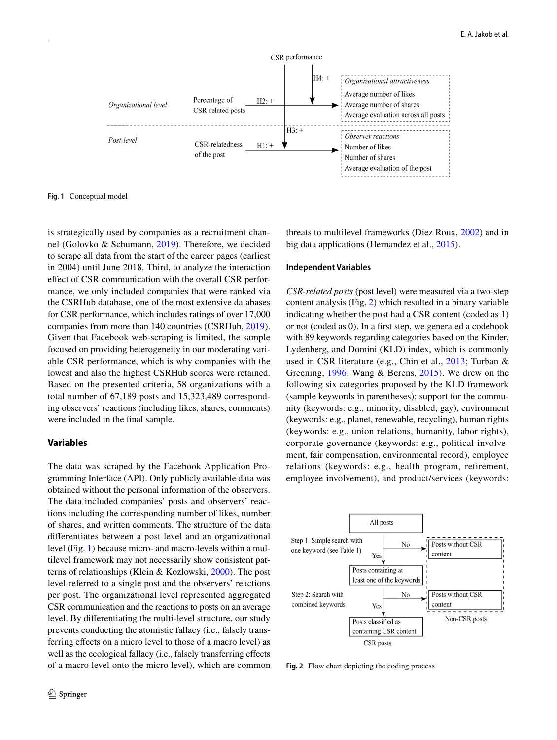Fig. 1 Conceptual model

is strategically used by companies as a recruitment channel (Golovko & Schumann, 2019). Therefore, we decided to scrape all data from the start of the career pages (earliest in 2004) until June 2018. Third, to analyze the interaction effect of CSR communication with the overall CSR performance, we only included companies that were ranked via the CSRHub database, one of the most extensive databases for CSR performance, which includes ratings of over 17,000 companies from more than 140 countries (CSRHub, 2019). Given that Facebook web-scraping is limited, the sample focused on providing heterogeneity in our moderating variable CSR performance, which is why companies with the lowest and also the highest CSRHub scores were retained. Based on the presented criteria, 58 organizations with a total number of 67,189 posts and 15,323,489 corresponding observers' reactions (including likes, shares, comments) were included in the final sample.

## Variables

The data was scraped by the Facebook Application Programming Interface (API). Only publicly available data was obtained without the personal information of the observers. The data included companies' posts and observers' reactions including the corresponding number of likes, number of shares, and written comments. The structure of the data differentiates between a post level and an organizational level (Fig. 1) because micro- and macro-levels within a multilevel framework may not necessarily show consistent patterns of relationships (Klein & Kozlowski, 2000). The post level referred to a single post and the observers' reactions per post. The organizational level represented aggregated CSR communication and the reactions to posts on an average level. By differentiating the multi-level structure, our study prevents conducting the atomistic fallacy (i.e., falsely transferring effects on a micro level to those of a macro level) as well as the ecological fallacy (i.e., falsely transferring effects of a macro level onto the micro level), which are common threats to multilevel frameworks (Diez Roux, 2002) and in big data applications (Hernandez et al., 2015).

### Independent Variables

*CSR-related posts* (post level) were measured via a two-step content analysis (Fig. 2) which resulted in a binary variable indicating whether the post had a CSR content (coded as 1) or not (coded as 0). In a first step, we generated a codebook with 89 keywords regarding categories based on the Kinder, Lydenberg, and Domini (KLD) index, which is commonly used in CSR literature (e.g., Chin et al., 2013; Turban & Greening, 1996; Wang & Berens, 2015). We drew on the following six categories proposed by the KLD framework (sample keywords in parentheses): support for the community (keywords: e.g., minority, disabled, gay), environment (keywords: e.g., planet, renewable, recycling), human rights (keywords: e.g., union relations, humanity, labor rights), corporate governance (keywords: e.g., political involvement, fair compensation, environmental record), employee relations (keywords: e.g., health program, retirement, employee involvement), and product/services (keywords:

Fig. 2 Flow chart depicting the coding process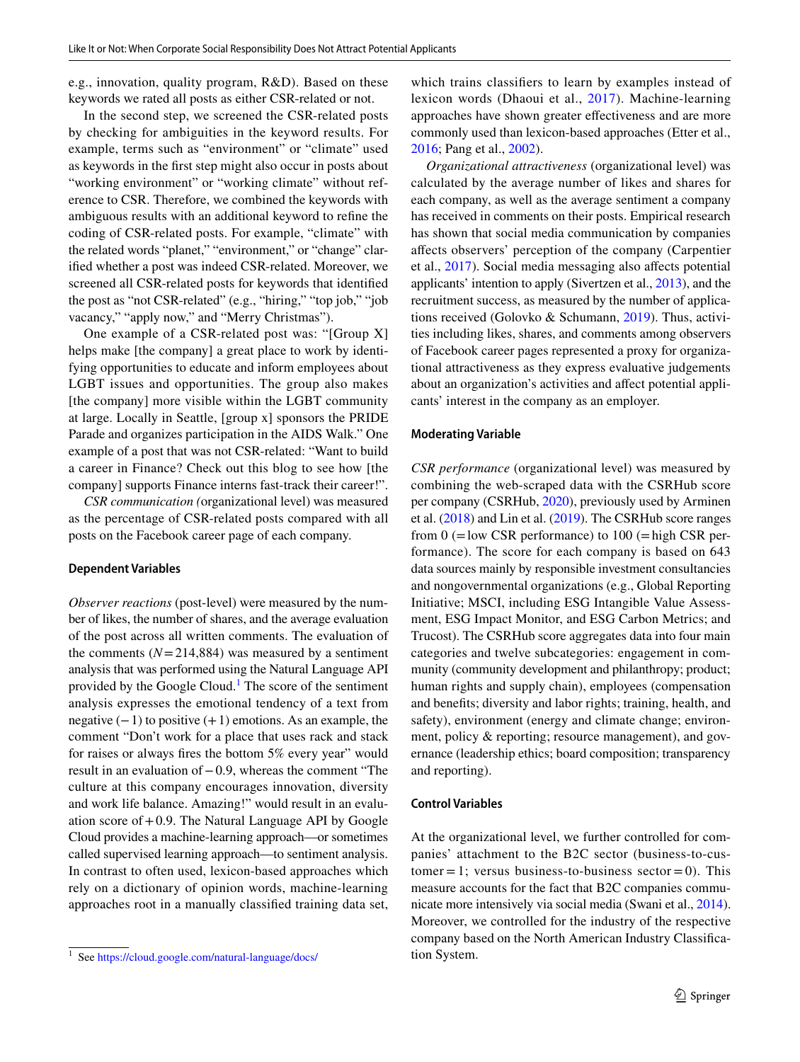e.g., innovation, quality program, R&D). Based on these keywords we rated all posts as either CSR-related or not.

In the second step, we screened the CSR-related posts by checking for ambiguities in the keyword results. For example, terms such as "environment" or "climate" used as keywords in the first step might also occur in posts about "working environment" or "working climate" without reference to CSR. Therefore, we combined the keywords with ambiguous results with an additional keyword to refine the coding of CSR-related posts. For example, "climate" with the related words "planet," "environment," or "change" clarified whether a post was indeed CSR-related. Moreover, we screened all CSR-related posts for keywords that identified the post as "not CSR-related" (e.g., "hiring," "top job," "job vacancy," "apply now," and "Merry Christmas").

One example of a CSR-related post was: "[Group X] helps make [the company] a great place to work by identifying opportunities to educate and inform employees about LGBT issues and opportunities. The group also makes [the company] more visible within the LGBT community at large. Locally in Seattle, [group x] sponsors the PRIDE Parade and organizes participation in the AIDS Walk." One example of a post that was not CSR-related: "Want to build a career in Finance? Check out this blog to see how [the company] supports Finance interns fast-track their career!".

*CSR communication* (organizational level) was measured as the percentage of CSR-related posts compared with all posts on the Facebook career page of each company.

#### Dependent Variables

*Observer reactions* (post-level) were measured by the number of likes, the number of shares, and the average evaluation of the post across all written comments. The evaluation of the comments ($N = 214{,}884$) was measured by a sentiment analysis that was performed using the Natural Language API provided by the Google Cloud.[1] The score of the sentiment analysis expresses the emotional tendency of a text from negative ($-1$) to positive ($+1$) emotions. As an example, the comment "Don't work for a place that uses rack and stack for raises or always fires the bottom 5% every year" would result in an evaluation of $-0.9$, whereas the comment "The culture at this company encourages innovation, diversity and work life balance. Amazing!" would result in an evaluation score of $+0.9$. The Natural Language API by Google Cloud provides a machine-learning approach—or sometimes called supervised learning approach—to sentiment analysis. In contrast to often used, lexicon-based approaches which rely on a dictionary of opinion words, machine-learning approaches root in a manually classified training data set, which trains classifiers to learn by examples instead of lexicon words (Dhaoui et al., 2017). Machine-learning approaches have shown greater effectiveness and are more commonly used than lexicon-based approaches (Etter et al., 2016; Pang et al., 2002).

*Organizational attractiveness* (organizational level) was calculated by the average number of likes and shares for each company, as well as the average sentiment a company has received in comments on their posts. Empirical research has shown that social media communication by companies affects observers' perception of the company (Carpentier et al., 2017). Social media messaging also affects potential applicants' intention to apply (Sivertzen et al., 2013), and the recruitment success, as measured by the number of applications received (Golovko & Schumann, 2019). Thus, activities including likes, shares, and comments among observers of Facebook career pages represented a proxy for organizational attractiveness as they express evaluative judgements about an organization's activities and affect potential applicants' interest in the company as an employer.

#### Moderating Variable

*CSR performance* (organizational level) was measured by combining the web-scraped data with the CSRHub score per company (CSRHub, 2020), previously used by Arminen et al. (2018) and Lin et al. (2019). The CSRHub score ranges from 0 (= low CSR performance) to 100 (= high CSR performance). The score for each company is based on 643 data sources mainly by responsible investment consultancies and nongovernmental organizations (e.g., Global Reporting Initiative; MSCI, including ESG Intangible Value Assessment, ESG Impact Monitor, and ESG Carbon Metrics; and Trucost). The CSRHub score aggregates data into four main categories and twelve subcategories: engagement in community (community development and philanthropy; product; human rights and supply chain), employees (compensation and benefits; diversity and labor rights; training, health, and safety), environment (energy and climate change; environment, policy & reporting; resource management), and governance (leadership ethics; board composition; transparency and reporting).

#### Control Variables

At the organizational level, we further controlled for companies' attachment to the B2C sector (business-to-customer = 1; versus business-to-business sector = 0). This measure accounts for the fact that B2C companies communicate more intensively via social media (Swani et al., 2014). Moreover, we controlled for the industry of the respective company based on the North American Industry Classification System.

[1] See https://cloud.google.com/natural-language/docs/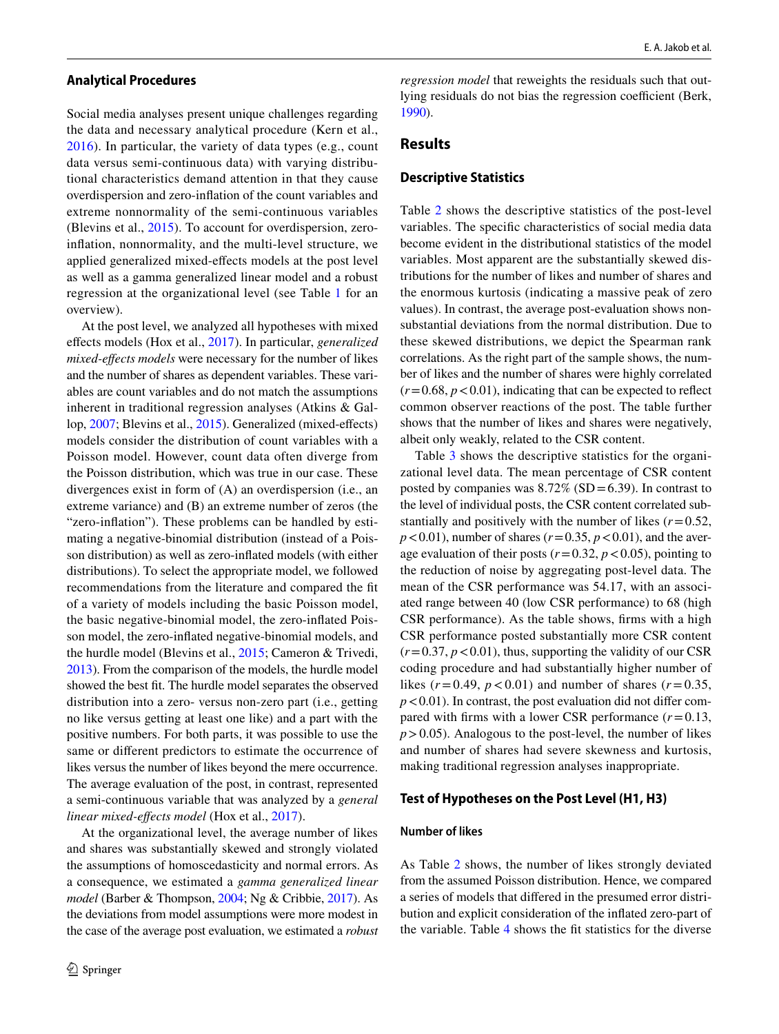### Analytical Procedures

Social media analyses present unique challenges regarding the data and necessary analytical procedure (Kern et al., 2016). In particular, the variety of data types (e.g., count data versus semi-continuous data) with varying distributional characteristics demand attention in that they cause overdispersion and zero-inflation of the count variables and extreme nonnormality of the semi-continuous variables (Blevins et al., 2015). To account for overdispersion, zero-inflation, nonnormality, and the multi-level structure, we applied generalized mixed-effects models at the post level as well as a gamma generalized linear model and a robust regression at the organizational level (see Table 1 for an overview).

At the post level, we analyzed all hypotheses with mixed effects models (Hox et al., 2017). In particular, *generalized mixed-effects models* were necessary for the number of likes and the number of shares as dependent variables. These variables are count variables and do not match the assumptions inherent in traditional regression analyses (Atkins & Gallop, 2007; Blevins et al., 2015). Generalized (mixed-effects) models consider the distribution of count variables with a Poisson model. However, count data often diverge from the Poisson distribution, which was true in our case. These divergences exist in form of (A) an overdispersion (i.e., an extreme variance) and (B) an extreme number of zeros (the "zero-inflation"). These problems can be handled by estimating a negative-binomial distribution (instead of a Poisson distribution) as well as zero-inflated models (with either distributions). To select the appropriate model, we followed recommendations from the literature and compared the fit of a variety of models including the basic Poisson model, the basic negative-binomial model, the zero-inflated Poisson model, the zero-inflated negative-binomial models, and the hurdle model (Blevins et al., 2015; Cameron & Trivedi, 2013). From the comparison of the models, the hurdle model showed the best fit. The hurdle model separates the observed distribution into a zero- versus non-zero part (i.e., getting no like versus getting at least one like) and a part with the positive numbers. For both parts, it was possible to use the same or different predictors to estimate the occurrence of likes versus the number of likes beyond the mere occurrence. The average evaluation of the post, in contrast, represented a semi-continuous variable that was analyzed by a *general linear mixed-effects model* (Hox et al., 2017).

At the organizational level, the average number of likes and shares was substantially skewed and strongly violated the assumptions of homoscedasticity and normal errors. As a consequence, we estimated a *gamma generalized linear model* (Barber & Thompson, 2004; Ng & Cribbie, 2017). As the deviations from model assumptions were more modest in the case of the average post evaluation, we estimated a *robust regression model* that reweights the residuals such that outlying residuals do not bias the regression coefficient (Berk, 1990).

## Results

### Descriptive Statistics

Table 2 shows the descriptive statistics of the post-level variables. The specific characteristics of social media data become evident in the distributional statistics of the model variables. Most apparent are the substantially skewed distributions for the number of likes and number of shares and the enormous kurtosis (indicating a massive peak of zero values). In contrast, the average post-evaluation shows non-substantial deviations from the normal distribution. Due to these skewed distributions, we depict the Spearman rank correlations. As the right part of the sample shows, the number of likes and the number of shares were highly correlated ($r = 0.68$, $p < 0.01$), indicating that can be expected to reflect common observer reactions of the post. The table further shows that the number of likes and shares were negatively, albeit only weakly, related to the CSR content.

Table 3 shows the descriptive statistics for the organizational level data. The mean percentage of CSR content posted by companies was 8.72% (SD = 6.39). In contrast to the level of individual posts, the CSR content correlated substantially and positively with the number of likes ($r = 0.52$, $p < 0.01$), number of shares ($r = 0.35$, $p < 0.01$), and the average evaluation of their posts ($r = 0.32$, $p < 0.05$), pointing to the reduction of noise by aggregating post-level data. The mean of the CSR performance was 54.17, with an associated range between 40 (low CSR performance) to 68 (high CSR performance). As the table shows, firms with a high CSR performance posted substantially more CSR content ($r = 0.37$, $p < 0.01$), thus, supporting the validity of our CSR coding procedure and had substantially higher number of likes ($r = 0.49$, $p < 0.01$) and number of shares ($r = 0.35$, $p < 0.01$). In contrast, the post evaluation did not differ compared with firms with a lower CSR performance ($r = 0.13$, $p > 0.05$). Analogous to the post-level, the number of likes and number of shares had severe skewness and kurtosis, making traditional regression analyses inappropriate.

### Test of Hypotheses on the Post Level (H1, H3)

#### Number of likes

As Table 2 shows, the number of likes strongly deviated from the assumed Poisson distribution. Hence, we compared a series of models that differed in the presumed error distribution and explicit consideration of the inflated zero-part of the variable. Table 4 shows the fit statistics for the diverse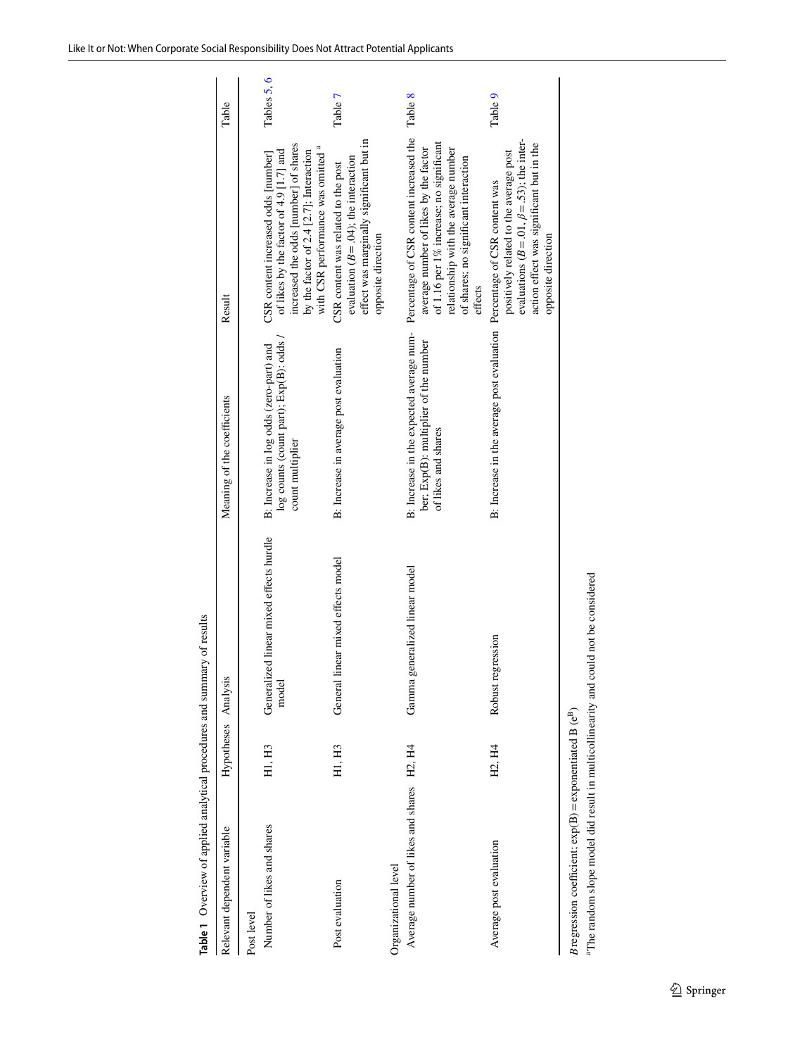**Table 1** Overview of applied analytical procedures and summary of results

| Relevant dependent variable | Hypotheses | Analysis | Meaning of the coefficients | Result | Table |
|---|---|---|---|---|---|
| Post level | | | | | |
| Number of likes and shares | H1, H3 | Generalized linear mixed effects hurdle model | B: Increase in log odds (zero-part) and log counts (count part); Exp(B): odds / count multiplier | CSR content increased odds [number] of likes by the factor of 4.9 [1.7] and increased the odds [number] of shares by the factor of 2.4 [2.7]; Interaction with CSR performance was omitted [a] | Tables 5, 6 |
| Post evaluation | H1, H3 | General linear mixed effects model | B: Increase in average post evaluation | CSR content was related to the post evaluation ($B = .04$); the interaction effect was marginally significant but in opposite direction | Table 7 |
| Organizational level | | | | | |
| Average number of likes and shares | H2, H4 | Gamma generalized linear model | B: Increase in the expected average number; Exp(B): multiplier of the number of likes and shares | Percentage of CSR content increased the average number of likes by the factor of 1.16 per 1% increase; no significant relationship with the average number of shares; no significant interaction effects | Table 8 |
| Average post evaluation | H2, H4 | Robust regression | B: Increase in the average post evaluation | Percentage of CSR content was positively related to the average post evaluations ($B = .01$, $\beta = .53$); the interaction effect was significant but in the opposite direction | Table 9 |

*B* regression coefficient; exp(B) = exponentiated B ($e^B$)

[a]The random slope model did result in multicollinearity and could not be considered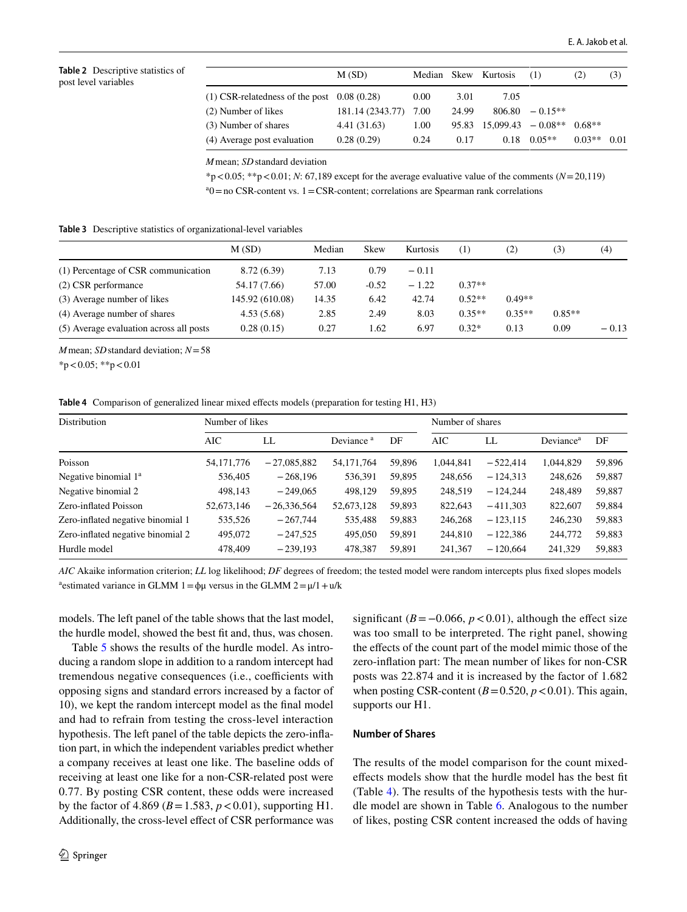**Table 2** Descriptive statistics of post level variables

| | M (SD) | Median | Skew | Kurtosis | (1) | (2) | (3) |
|---|---|---|---|---|---|---|---|
| (1) CSR-relatedness of the post | 0.08 (0.28) | 0.00 | 3.01 | 7.05 | | | |
| (2) Number of likes | 181.14 (2343.77) | 7.00 | 24.99 | 806.80 | −0.15** | | |
| (3) Number of shares | 4.41 (31.63) | 1.00 | 95.83 | 15,099.43 | −0.08** | 0.68** | |
| (4) Average post evaluation | 0.28 (0.29) | 0.24 | 0.17 | 0.18 | 0.05** | 0.03** | 0.01 |

*M* mean; *SD* standard deviation

*$p<0.05$; **$p<0.01$; *N*: 67,189 except for the average evaluative value of the comments ($N=20{,}119$)

[a]0 = no CSR-content vs. 1 = CSR-content; correlations are Spearman rank correlations

**Table 3** Descriptive statistics of organizational-level variables

| | M (SD) | Median | Skew | Kurtosis | (1) | (2) | (3) | (4) |
|---|---|---|---|---|---|---|---|---|
| (1) Percentage of CSR communication | 8.72 (6.39) | 7.13 | 0.79 | −0.11 | | | | |
| (2) CSR performance | 54.17 (7.66) | 57.00 | -0.52 | −1.22 | 0.37** | | | |
| (3) Average number of likes | 145.92 (610.08) | 14.35 | 6.42 | 42.74 | 0.52** | 0.49** | | |
| (4) Average number of shares | 4.53 (5.68) | 2.85 | 2.49 | 8.03 | 0.35** | 0.35** | 0.85** | |
| (5) Average evaluation across all posts | 0.28 (0.15) | 0.27 | 1.62 | 6.97 | 0.32* | 0.13 | 0.09 | −0.13 |

*M* mean; *SD* standard deviation; $N=58$

*$p<0.05$; **$p<0.01$

**Table 4** Comparison of generalized linear mixed effects models (preparation for testing H1, H3)

| Distribution | Number of likes | | | | Number of shares | | | |
|---|---|---|---|---|---|---|---|---|
| | AIC | LL | Deviance [a] | DF | AIC | LL | Deviance[a] | DF |
| Poisson | 54,171,776 | −27,085,882 | 54,171,764 | 59,896 | 1,044,841 | −522,414 | 1,044,829 | 59,896 |
| Negative binomial 1[a] | 536,405 | −268,196 | 536,391 | 59,895 | 248,656 | −124,313 | 248,626 | 59,887 |
| Negative binomial 2 | 498,143 | −249,065 | 498,129 | 59,895 | 248,519 | −124,244 | 248,489 | 59,887 |
| Zero-inflated Poisson | 52,673,146 | −26,336,564 | 52,673,128 | 59,893 | 822,643 | −411,303 | 822,607 | 59,884 |
| Zero-inflated negative binomial 1 | 535,526 | −267,744 | 535,488 | 59,883 | 246,268 | −123,115 | 246,230 | 59,883 |
| Zero-inflated negative binomial 2 | 495,072 | −247,525 | 495,050 | 59,891 | 244,810 | −122,386 | 244,772 | 59,883 |
| Hurdle model | 478,409 | −239,193 | 478,387 | 59,891 | 241,367 | −120,664 | 241,329 | 59,883 |

*AIC* Akaike information criterion; *LL* log likelihood; *DF* degrees of freedom; the tested model were random intercepts plus fixed slopes models

[a]estimated variance in GLMM 1 = $\phi\mu$ versus in the GLMM 2 = $\mu/1+u/k$

models. The left panel of the table shows that the last model, the hurdle model, showed the best fit and, thus, was chosen.

Table 5 shows the results of the hurdle model. As introducing a random slope in addition to a random intercept had tremendous negative consequences (i.e., coefficients with opposing signs and standard errors increased by a factor of 10), we kept the random intercept model as the final model and had to refrain from testing the cross-level interaction hypothesis. The left panel of the table depicts the zero-inflation part, in which the independent variables predict whether a company receives at least one like. The baseline odds of receiving at least one like for a non-CSR-related post were 0.77. By posting CSR content, these odds were increased by the factor of 4.869 ($B=1.583$, $p<0.01$), supporting H1. Additionally, the cross-level effect of CSR performance was significant ($B=-0.066$, $p<0.01$), although the effect size was too small to be interpreted. The right panel, showing the effects of the count part of the model mimic those of the zero-inflation part: The mean number of likes for non-CSR posts was 22.874 and it is increased by the factor of 1.682 when posting CSR-content ($B=0.520$, $p<0.01$). This again, supports our H1.

### Number of Shares

The results of the model comparison for the count mixed-effects models show that the hurdle model has the best fit (Table 4). The results of the hypothesis tests with the hurdle model are shown in Table 6. Analogous to the number of likes, posting CSR content increased the odds of having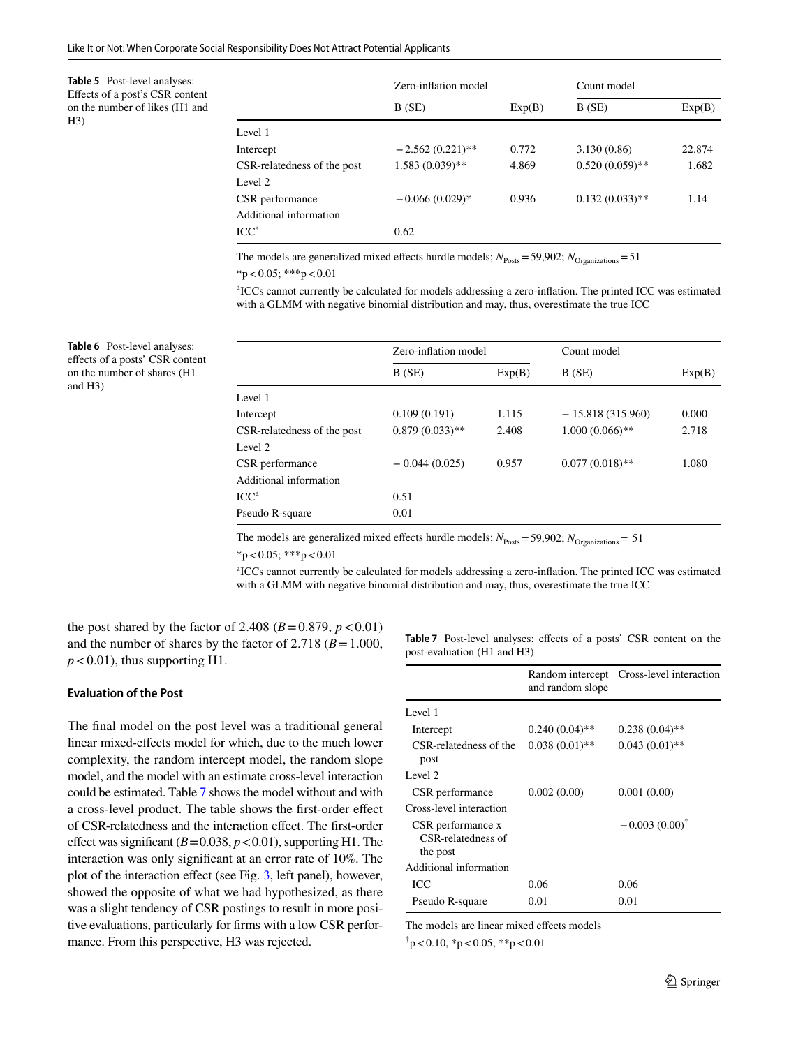**Table 5** Post-level analyses: Effects of a post's CSR content on the number of likes (H1 and H3)

| | Zero-inflation model | | Count model | |
|---|---|---|---|---|
| | B (SE) | Exp(B) | B (SE) | Exp(B) |
| Level 1 | | | | |
| Intercept | −2.562 (0.221)** | 0.772 | 3.130 (0.86) | 22.874 |
| CSR-relatedness of the post | 1.583 (0.039)** | 4.869 | 0.520 (0.059)** | 1.682 |
| Level 2 | | | | |
| CSR performance | −0.066 (0.029)* | 0.936 | 0.132 (0.033)** | 1.14 |
| Additional information | | | | |
| ICC[a] | 0.62 | | | |

The models are generalized mixed effects hurdle models; $N_{\text{Posts}} = 59{,}902$; $N_{\text{Organizations}} = 51$

*p < 0.05; ***p < 0.01

[a]ICCs cannot currently be calculated for models addressing a zero-inflation. The printed ICC was estimated with a GLMM with negative binomial distribution and may, thus, overestimate the true ICC

**Table 6** Post-level analyses: effects of a posts' CSR content on the number of shares (H1 and H3)

| | Zero-inflation model | | Count model | |
|---|---|---|---|---|
| | B (SE) | Exp(B) | B (SE) | Exp(B) |
| Level 1 | | | | |
| Intercept | 0.109 (0.191) | 1.115 | − 15.818 (315.960) | 0.000 |
| CSR-relatedness of the post | 0.879 (0.033)** | 2.408 | 1.000 (0.066)** | 2.718 |
| Level 2 | | | | |
| CSR performance | − 0.044 (0.025) | 0.957 | 0.077 (0.018)** | 1.080 |
| Additional information | | | | |
| ICC[a] | 0.51 | | | |
| Pseudo R-square | 0.01 | | | |

The models are generalized mixed effects hurdle models; $N_{\text{Posts}} = 59{,}902$; $N_{\text{Organizations}} = 51$

*p < 0.05; ***p < 0.01

[a]ICCs cannot currently be calculated for models addressing a zero-inflation. The printed ICC was estimated with a GLMM with negative binomial distribution and may, thus, overestimate the true ICC

the post shared by the factor of 2.408 ($B = 0.879$, $p < 0.01$) and the number of shares by the factor of 2.718 ($B = 1.000$, $p < 0.01$), thus supporting H1.

### Evaluation of the Post

The final model on the post level was a traditional general linear mixed-effects model for which, due to the much lower complexity, the random intercept model, the random slope model, and the model with an estimate cross-level interaction could be estimated. Table 7 shows the model without and with a cross-level product. The table shows the first-order effect of CSR-relatedness and the interaction effect. The first-order effect was significant ($B = 0.038$, $p < 0.01$), supporting H1. The interaction was only significant at an error rate of 10%. The plot of the interaction effect (see Fig. 3, left panel), however, showed the opposite of what we had hypothesized, as there was a slight tendency of CSR postings to result in more positive evaluations, particularly for firms with a low CSR performance. From this perspective, H3 was rejected.

**Table 7** Post-level analyses: effects of a posts' CSR content on the post-evaluation (H1 and H3)

| | Random intercept and random slope | Cross-level interaction |
|---|---|---|
| Level 1 | | |
| Intercept | 0.240 (0.04)** | 0.238 (0.04)** |
| CSR-relatedness of the post | 0.038 (0.01)** | 0.043 (0.01)** |
| Level 2 | | |
| CSR performance | 0.002 (0.00) | 0.001 (0.00) |
| Cross-level interaction | | |
| CSR performance x CSR-relatedness of the post | | −0.003 (0.00)[†] |
| Additional information | | |
| ICC | 0.06 | 0.06 |
| Pseudo R-square | 0.01 | 0.01 |

The models are linear mixed effects models

[†]p < 0.10, *p < 0.05, **p < 0.01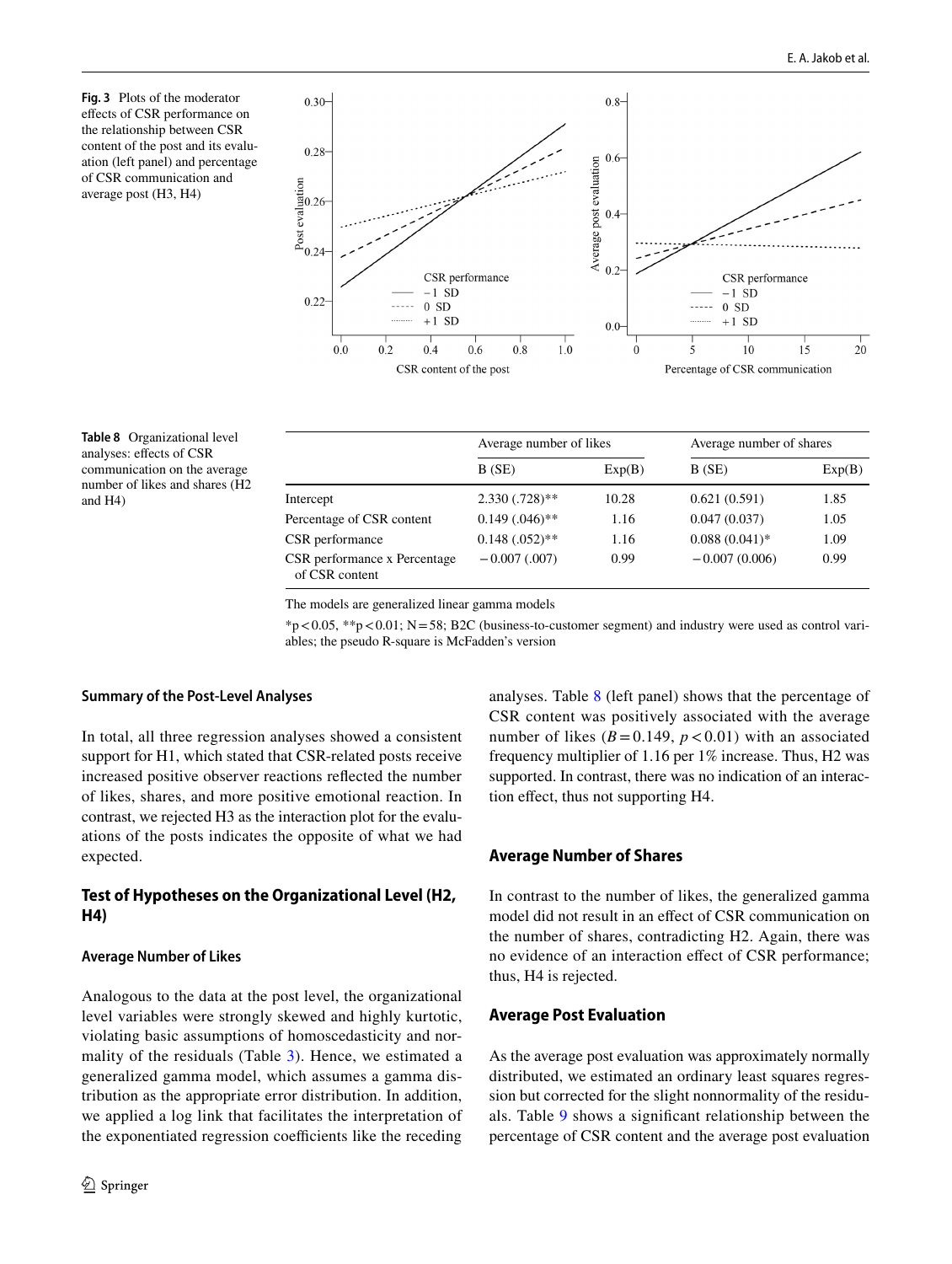**Fig. 3** Plots of the moderator effects of CSR performance on the relationship between CSR content of the post and its evaluation (left panel) and percentage of CSR communication and average post (H3, H4)

**Table 8** Organizational level analyses: effects of CSR communication on the average number of likes and shares (H2 and H4)

| | Average number of likes | | Average number of shares | |
|---|---|---|---|---|
| | B (SE) | Exp(B) | B (SE) | Exp(B) |
| Intercept | 2.330 (.728)** | 10.28 | 0.621 (0.591) | 1.85 |
| Percentage of CSR content | 0.149 (.046)** | 1.16 | 0.047 (0.037) | 1.05 |
| CSR performance | 0.148 (.052)** | 1.16 | 0.088 (0.041)* | 1.09 |
| CSR performance x Percentage of CSR content | −0.007 (.007) | 0.99 | −0.007 (0.006) | 0.99 |

The models are generalized linear gamma models

*p < 0.05, **p < 0.01; N = 58; B2C (business-to-customer segment) and industry were used as control variables; the pseudo R-square is McFadden's version

#### Summary of the Post-Level Analyses

In total, all three regression analyses showed a consistent support for H1, which stated that CSR-related posts receive increased positive observer reactions reflected the number of likes, shares, and more positive emotional reaction. In contrast, we rejected H3 as the interaction plot for the evaluations of the posts indicates the opposite of what we had expected.

### Test of Hypotheses on the Organizational Level (H2, H4)

#### Average Number of Likes

Analogous to the data at the post level, the organizational level variables were strongly skewed and highly kurtotic, violating basic assumptions of homoscedasticity and normality of the residuals (Table 3). Hence, we estimated a generalized gamma model, which assumes a gamma distribution as the appropriate error distribution. In addition, we applied a log link that facilitates the interpretation of the exponentiated regression coefficients like the receding analyses. Table 8 (left panel) shows that the percentage of CSR content was positively associated with the average number of likes ($B = 0.149$, $p < 0.01$) with an associated frequency multiplier of 1.16 per 1% increase. Thus, H2 was supported. In contrast, there was no indication of an interaction effect, thus not supporting H4.

### Average Number of Shares

In contrast to the number of likes, the generalized gamma model did not result in an effect of CSR communication on the number of shares, contradicting H2. Again, there was no evidence of an interaction effect of CSR performance; thus, H4 is rejected.

### Average Post Evaluation

As the average post evaluation was approximately normally distributed, we estimated an ordinary least squares regression but corrected for the slight nonnormality of the residuals. Table 9 shows a significant relationship between the percentage of CSR content and the average post evaluation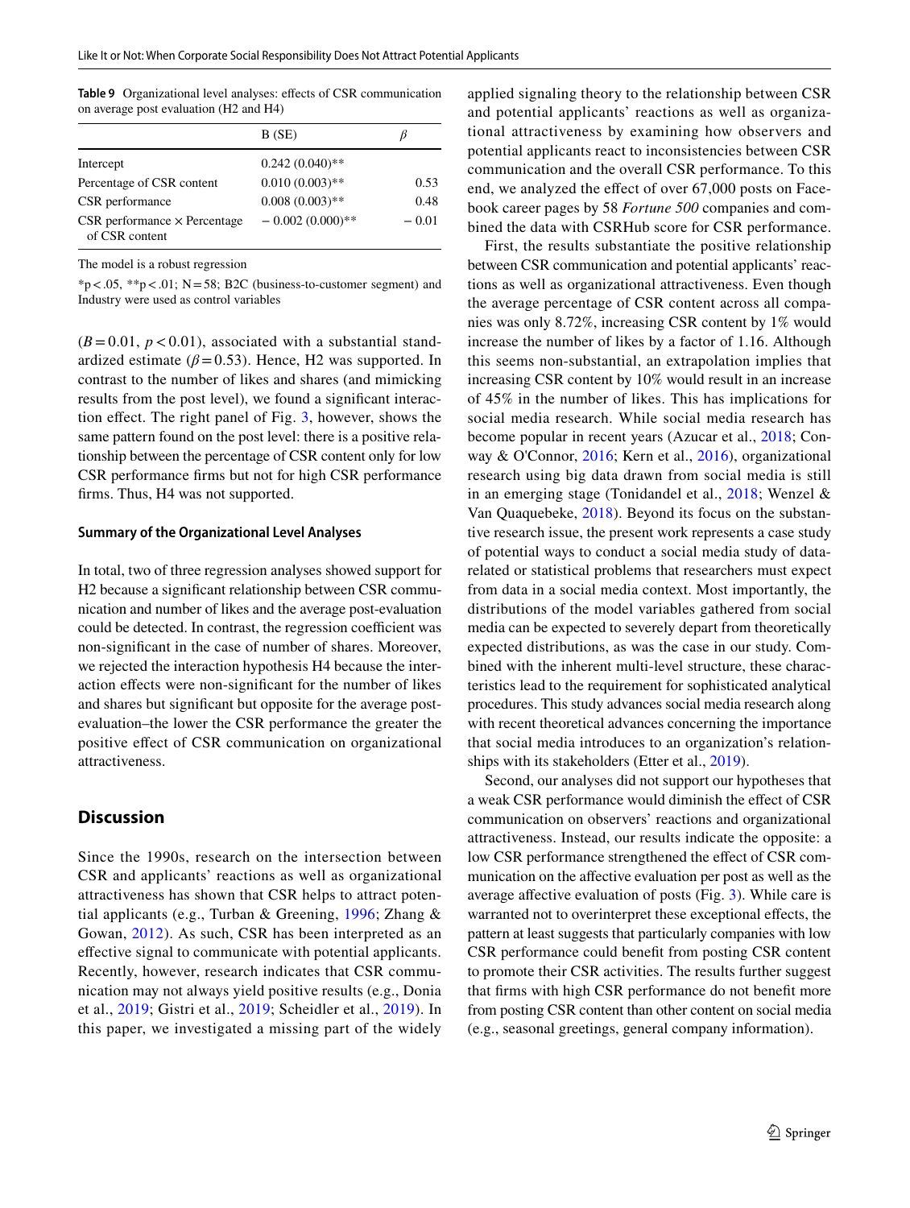**Table 9** Organizational level analyses: effects of CSR communication on average post evaluation (H2 and H4)

| | B (SE) | $\beta$ |
|---|---|---|
| Intercept | 0.242 (0.040)** | |
| Percentage of CSR content | 0.010 (0.003)** | 0.53 |
| CSR performance | 0.008 (0.003)** | 0.48 |
| CSR performance × Percentage of CSR content | − 0.002 (0.000)** | − 0.01 |

The model is a robust regression

*p < .05, **p < .01; N = 58; B2C (business-to-customer segment) and Industry were used as control variables

($B = 0.01$, $p < 0.01$), associated with a substantial standardized estimate ($\beta = 0.53$). Hence, H2 was supported. In contrast to the number of likes and shares (and mimicking results from the post level), we found a significant interaction effect. The right panel of Fig. 3, however, shows the same pattern found on the post level: there is a positive relationship between the percentage of CSR content only for low CSR performance firms but not for high CSR performance firms. Thus, H4 was not supported.

### Summary of the Organizational Level Analyses

In total, two of three regression analyses showed support for H2 because a significant relationship between CSR communication and number of likes and the average post-evaluation could be detected. In contrast, the regression coefficient was non-significant in the case of number of shares. Moreover, we rejected the interaction hypothesis H4 because the interaction effects were non-significant for the number of likes and shares but significant but opposite for the average post-evaluation–the lower the CSR performance the greater the positive effect of CSR communication on organizational attractiveness.

## Discussion

Since the 1990s, research on the intersection between CSR and applicants' reactions as well as organizational attractiveness has shown that CSR helps to attract potential applicants (e.g., Turban & Greening, 1996; Zhang & Gowan, 2012). As such, CSR has been interpreted as an effective signal to communicate with potential applicants. Recently, however, research indicates that CSR communication may not always yield positive results (e.g., Donia et al., 2019; Gistri et al., 2019; Scheidler et al., 2019). In this paper, we investigated a missing part of the widely applied signaling theory to the relationship between CSR and potential applicants' reactions as well as organizational attractiveness by examining how observers and potential applicants react to inconsistencies between CSR communication and the overall CSR performance. To this end, we analyzed the effect of over 67,000 posts on Facebook career pages by 58 *Fortune 500* companies and combined the data with CSRHub score for CSR performance.

First, the results substantiate the positive relationship between CSR communication and potential applicants' reactions as well as organizational attractiveness. Even though the average percentage of CSR content across all companies was only 8.72%, increasing CSR content by 1% would increase the number of likes by a factor of 1.16. Although this seems non-substantial, an extrapolation implies that increasing CSR content by 10% would result in an increase of 45% in the number of likes. This has implications for social media research. While social media research has become popular in recent years (Azucar et al., 2018; Conway & O'Connor, 2016; Kern et al., 2016), organizational research using big data drawn from social media is still in an emerging stage (Tonidandel et al., 2018; Wenzel & Van Quaquebeke, 2018). Beyond its focus on the substantive research issue, the present work represents a case study of potential ways to conduct a social media study of data-related or statistical problems that researchers must expect from data in a social media context. Most importantly, the distributions of the model variables gathered from social media can be expected to severely depart from theoretically expected distributions, as was the case in our study. Combined with the inherent multi-level structure, these characteristics lead to the requirement for sophisticated analytical procedures. This study advances social media research along with recent theoretical advances concerning the importance that social media introduces to an organization's relationships with its stakeholders (Etter et al., 2019).

Second, our analyses did not support our hypotheses that a weak CSR performance would diminish the effect of CSR communication on observers' reactions and organizational attractiveness. Instead, our results indicate the opposite: a low CSR performance strengthened the effect of CSR communication on the affective evaluation per post as well as the average affective evaluation of posts (Fig. 3). While care is warranted not to overinterpret these exceptional effects, the pattern at least suggests that particularly companies with low CSR performance could benefit from posting CSR content to promote their CSR activities. The results further suggest that firms with high CSR performance do not benefit more from posting CSR content than other content on social media (e.g., seasonal greetings, general company information).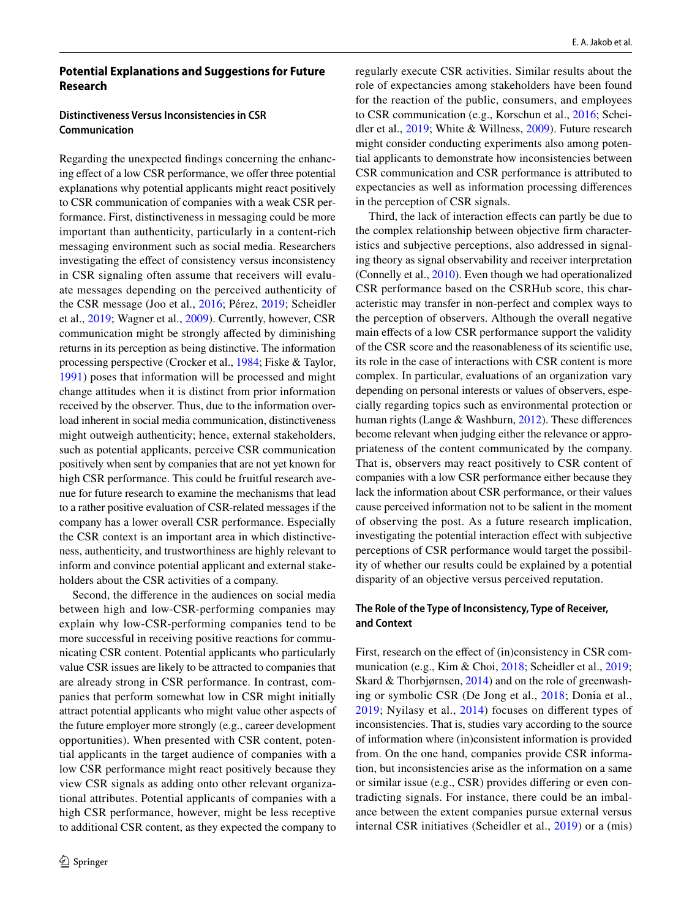## Potential Explanations and Suggestions for Future Research

### Distinctiveness Versus Inconsistencies in CSR Communication

Regarding the unexpected findings concerning the enhancing effect of a low CSR performance, we offer three potential explanations why potential applicants might react positively to CSR communication of companies with a weak CSR performance. First, distinctiveness in messaging could be more important than authenticity, particularly in a content-rich messaging environment such as social media. Researchers investigating the effect of consistency versus inconsistency in CSR signaling often assume that receivers will evaluate messages depending on the perceived authenticity of the CSR message (Joo et al., 2016; Pérez, 2019; Scheidler et al., 2019; Wagner et al., 2009). Currently, however, CSR communication might be strongly affected by diminishing returns in its perception as being distinctive. The information processing perspective (Crocker et al., 1984; Fiske & Taylor, 1991) poses that information will be processed and might change attitudes when it is distinct from prior information received by the observer. Thus, due to the information overload inherent in social media communication, distinctiveness might outweigh authenticity; hence, external stakeholders, such as potential applicants, perceive CSR communication positively when sent by companies that are not yet known for high CSR performance. This could be fruitful research avenue for future research to examine the mechanisms that lead to a rather positive evaluation of CSR-related messages if the company has a lower overall CSR performance. Especially the CSR context is an important area in which distinctiveness, authenticity, and trustworthiness are highly relevant to inform and convince potential applicant and external stakeholders about the CSR activities of a company.

Second, the difference in the audiences on social media between high and low-CSR-performing companies may explain why low-CSR-performing companies tend to be more successful in receiving positive reactions for communicating CSR content. Potential applicants who particularly value CSR issues are likely to be attracted to companies that are already strong in CSR performance. In contrast, companies that perform somewhat low in CSR might initially attract potential applicants who might value other aspects of the future employer more strongly (e.g., career development opportunities). When presented with CSR content, potential applicants in the target audience of companies with a low CSR performance might react positively because they view CSR signals as adding onto other relevant organizational attributes. Potential applicants of companies with a high CSR performance, however, might be less receptive to additional CSR content, as they expected the company to regularly execute CSR activities. Similar results about the role of expectancies among stakeholders have been found for the reaction of the public, consumers, and employees to CSR communication (e.g., Korschun et al., 2016; Scheidler et al., 2019; White & Willness, 2009). Future research might consider conducting experiments also among potential applicants to demonstrate how inconsistencies between CSR communication and CSR performance is attributed to expectancies as well as information processing differences in the perception of CSR signals.

Third, the lack of interaction effects can partly be due to the complex relationship between objective firm characteristics and subjective perceptions, also addressed in signaling theory as signal observability and receiver interpretation (Connelly et al., 2010). Even though we had operationalized CSR performance based on the CSRHub score, this characteristic may transfer in non-perfect and complex ways to the perception of observers. Although the overall negative main effects of a low CSR performance support the validity of the CSR score and the reasonableness of its scientific use, its role in the case of interactions with CSR content is more complex. In particular, evaluations of an organization vary depending on personal interests or values of observers, especially regarding topics such as environmental protection or human rights (Lange & Washburn, 2012). These differences become relevant when judging either the relevance or appropriateness of the content communicated by the company. That is, observers may react positively to CSR content of companies with a low CSR performance either because they lack the information about CSR performance, or their values cause perceived information not to be salient in the moment of observing the post. As a future research implication, investigating the potential interaction effect with subjective perceptions of CSR performance would target the possibility of whether our results could be explained by a potential disparity of an objective versus perceived reputation.

### The Role of the Type of Inconsistency, Type of Receiver, and Context

First, research on the effect of (in)consistency in CSR communication (e.g., Kim & Choi, 2018; Scheidler et al., 2019; Skard & Thorbjørnsen, 2014) and on the role of greenwashing or symbolic CSR (De Jong et al., 2018; Donia et al., 2019; Nyilasy et al., 2014) focuses on different types of inconsistencies. That is, studies vary according to the source of information where (in)consistent information is provided from. On the one hand, companies provide CSR information, but inconsistencies arise as the information on a same or similar issue (e.g., CSR) provides differing or even contradicting signals. For instance, there could be an imbalance between the extent companies pursue external versus internal CSR initiatives (Scheidler et al., 2019) or a (mis)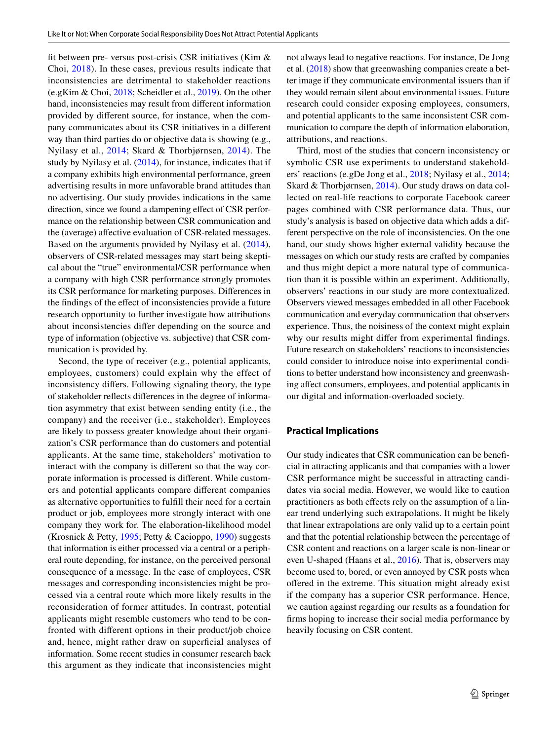fit between pre- versus post-crisis CSR initiatives (Kim & Choi, 2018). In these cases, previous results indicate that inconsistencies are detrimental to stakeholder reactions (e.gKim & Choi, 2018; Scheidler et al., 2019). On the other hand, inconsistencies may result from different information provided by different source, for instance, when the company communicates about its CSR initiatives in a different way than third parties do or objective data is showing (e.g., Nyilasy et al., 2014; Skard & Thorbjørnsen, 2014). The study by Nyilasy et al. (2014), for instance, indicates that if a company exhibits high environmental performance, green advertising results in more unfavorable brand attitudes than no advertising. Our study provides indications in the same direction, since we found a dampening effect of CSR performance on the relationship between CSR communication and the (average) affective evaluation of CSR-related messages. Based on the arguments provided by Nyilasy et al. (2014), observers of CSR-related messages may start being skeptical about the "true" environmental/CSR performance when a company with high CSR performance strongly promotes its CSR performance for marketing purposes. Differences in the findings of the effect of inconsistencies provide a future research opportunity to further investigate how attributions about inconsistencies differ depending on the source and type of information (objective vs. subjective) that CSR communication is provided by.

Second, the type of receiver (e.g., potential applicants, employees, customers) could explain why the effect of inconsistency differs. Following signaling theory, the type of stakeholder reflects differences in the degree of information asymmetry that exist between sending entity (i.e., the company) and the receiver (i.e., stakeholder). Employees are likely to possess greater knowledge about their organization's CSR performance than do customers and potential applicants. At the same time, stakeholders' motivation to interact with the company is different so that the way corporate information is processed is different. While customers and potential applicants compare different companies as alternative opportunities to fulfill their need for a certain product or job, employees more strongly interact with one company they work for. The elaboration-likelihood model (Krosnick & Petty, 1995; Petty & Cacioppo, 1990) suggests that information is either processed via a central or a peripheral route depending, for instance, on the perceived personal consequence of a message. In the case of employees, CSR messages and corresponding inconsistencies might be processed via a central route which more likely results in the reconsideration of former attitudes. In contrast, potential applicants might resemble customers who tend to be confronted with different options in their product/job choice and, hence, might rather draw on superficial analyses of information. Some recent studies in consumer research back this argument as they indicate that inconsistencies might not always lead to negative reactions. For instance, De Jong et al. (2018) show that greenwashing companies create a better image if they communicate environmental issuers than if they would remain silent about environmental issues. Future research could consider exposing employees, consumers, and potential applicants to the same inconsistent CSR communication to compare the depth of information elaboration, attributions, and reactions.

Third, most of the studies that concern inconsistency or symbolic CSR use experiments to understand stakeholders' reactions (e.gDe Jong et al., 2018; Nyilasy et al., 2014; Skard & Thorbjørnsen, 2014). Our study draws on data collected on real-life reactions to corporate Facebook career pages combined with CSR performance data. Thus, our study's analysis is based on objective data which adds a different perspective on the role of inconsistencies. On the one hand, our study shows higher external validity because the messages on which our study rests are crafted by companies and thus might depict a more natural type of communication than it is possible within an experiment. Additionally, observers' reactions in our study are more contextualized. Observers viewed messages embedded in all other Facebook communication and everyday communication that observers experience. Thus, the noisiness of the context might explain why our results might differ from experimental findings. Future research on stakeholders' reactions to inconsistencies could consider to introduce noise into experimental conditions to better understand how inconsistency and greenwashing affect consumers, employees, and potential applicants in our digital and information-overloaded society.

### Practical Implications

Our study indicates that CSR communication can be beneficial in attracting applicants and that companies with a lower CSR performance might be successful in attracting candidates via social media. However, we would like to caution practitioners as both effects rely on the assumption of a linear trend underlying such extrapolations. It might be likely that linear extrapolations are only valid up to a certain point and that the potential relationship between the percentage of CSR content and reactions on a larger scale is non-linear or even U-shaped (Haans et al., 2016). That is, observers may become used to, bored, or even annoyed by CSR posts when offered in the extreme. This situation might already exist if the company has a superior CSR performance. Hence, we caution against regarding our results as a foundation for firms hoping to increase their social media performance by heavily focusing on CSR content.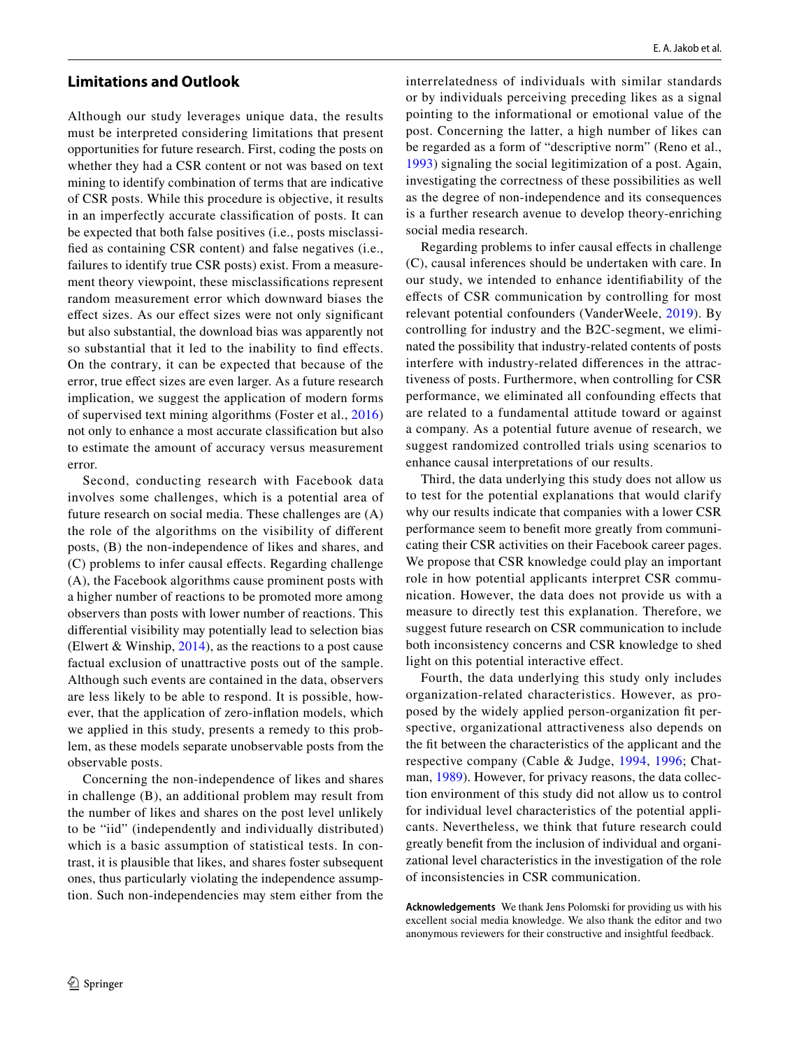## Limitations and Outlook

Although our study leverages unique data, the results must be interpreted considering limitations that present opportunities for future research. First, coding the posts on whether they had a CSR content or not was based on text mining to identify combination of terms that are indicative of CSR posts. While this procedure is objective, it results in an imperfectly accurate classification of posts. It can be expected that both false positives (i.e., posts misclassified as containing CSR content) and false negatives (i.e., failures to identify true CSR posts) exist. From a measurement theory viewpoint, these misclassifications represent random measurement error which downward biases the effect sizes. As our effect sizes were not only significant but also substantial, the download bias was apparently not so substantial that it led to the inability to find effects. On the contrary, it can be expected that because of the error, true effect sizes are even larger. As a future research implication, we suggest the application of modern forms of supervised text mining algorithms (Foster et al., 2016) not only to enhance a most accurate classification but also to estimate the amount of accuracy versus measurement error.

Second, conducting research with Facebook data involves some challenges, which is a potential area of future research on social media. These challenges are (A) the role of the algorithms on the visibility of different posts, (B) the non-independence of likes and shares, and (C) problems to infer causal effects. Regarding challenge (A), the Facebook algorithms cause prominent posts with a higher number of reactions to be promoted more among observers than posts with lower number of reactions. This differential visibility may potentially lead to selection bias (Elwert & Winship, 2014), as the reactions to a post cause factual exclusion of unattractive posts out of the sample. Although such events are contained in the data, observers are less likely to be able to respond. It is possible, however, that the application of zero-inflation models, which we applied in this study, presents a remedy to this problem, as these models separate unobservable posts from the observable posts.

Concerning the non-independence of likes and shares in challenge (B), an additional problem may result from the number of likes and shares on the post level unlikely to be "iid" (independently and individually distributed) which is a basic assumption of statistical tests. In contrast, it is plausible that likes, and shares foster subsequent ones, thus particularly violating the independence assumption. Such non-independencies may stem either from the interrelatedness of individuals with similar standards or by individuals perceiving preceding likes as a signal pointing to the informational or emotional value of the post. Concerning the latter, a high number of likes can be regarded as a form of "descriptive norm" (Reno et al., 1993) signaling the social legitimization of a post. Again, investigating the correctness of these possibilities as well as the degree of non-independence and its consequences is a further research avenue to develop theory-enriching social media research.

Regarding problems to infer causal effects in challenge (C), causal inferences should be undertaken with care. In our study, we intended to enhance identifiability of the effects of CSR communication by controlling for most relevant potential confounders (VanderWeele, 2019). By controlling for industry and the B2C-segment, we eliminated the possibility that industry-related contents of posts interfere with industry-related differences in the attractiveness of posts. Furthermore, when controlling for CSR performance, we eliminated all confounding effects that are related to a fundamental attitude toward or against a company. As a potential future avenue of research, we suggest randomized controlled trials using scenarios to enhance causal interpretations of our results.

Third, the data underlying this study does not allow us to test for the potential explanations that would clarify why our results indicate that companies with a lower CSR performance seem to benefit more greatly from communicating their CSR activities on their Facebook career pages. We propose that CSR knowledge could play an important role in how potential applicants interpret CSR communication. However, the data does not provide us with a measure to directly test this explanation. Therefore, we suggest future research on CSR communication to include both inconsistency concerns and CSR knowledge to shed light on this potential interactive effect.

Fourth, the data underlying this study only includes organization-related characteristics. However, as proposed by the widely applied person-organization fit perspective, organizational attractiveness also depends on the fit between the characteristics of the applicant and the respective company (Cable & Judge, 1994, 1996; Chatman, 1989). However, for privacy reasons, the data collection environment of this study did not allow us to control for individual level characteristics of the potential applicants. Nevertheless, we think that future research could greatly benefit from the inclusion of individual and organizational level characteristics in the investigation of the role of inconsistencies in CSR communication.

**Acknowledgements** We thank Jens Polomski for providing us with his excellent social media knowledge. We also thank the editor and two anonymous reviewers for their constructive and insightful feedback.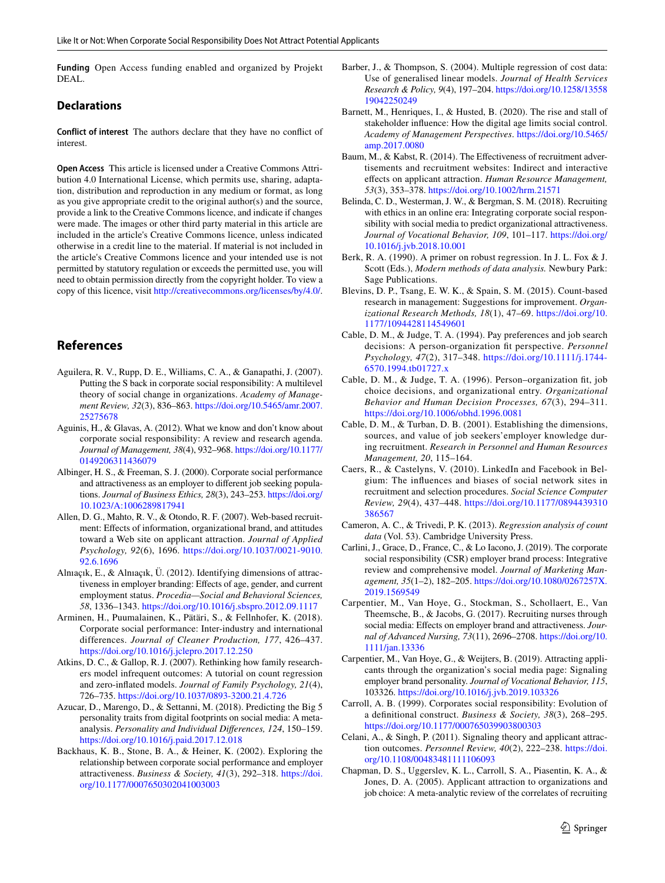**Funding** Open Access funding enabled and organized by Projekt DEAL.

## Declarations

**Conflict of interest** The authors declare that they have no conflict of interest.

**Open Access** This article is licensed under a Creative Commons Attribution 4.0 International License, which permits use, sharing, adaptation, distribution and reproduction in any medium or format, as long as you give appropriate credit to the original author(s) and the source, provide a link to the Creative Commons licence, and indicate if changes were made. The images or other third party material in this article are included in the article's Creative Commons licence, unless indicated otherwise in a credit line to the material. If material is not included in the article's Creative Commons licence and your intended use is not permitted by statutory regulation or exceeds the permitted use, you will need to obtain permission directly from the copyright holder. To view a copy of this licence, visit http://creativecommons.org/licenses/by/4.0/.

## References

Aguilera, R. V., Rupp, D. E., Williams, C. A., & Ganapathi, J. (2007). Putting the S back in corporate social responsibility: A multilevel theory of social change in organizations. *Academy of Management Review, 32*(3), 836–863. https://doi.org/10.5465/amr.2007.25275678

Aguinis, H., & Glavas, A. (2012). What we know and don't know about corporate social responsibility: A review and research agenda. *Journal of Management, 38*(4), 932–968. https://doi.org/10.1177/0149206311436079

Albinger, H. S., & Freeman, S. J. (2000). Corporate social performance and attractiveness as an employer to different job seeking populations. *Journal of Business Ethics, 28*(3), 243–253. https://doi.org/10.1023/A:1006289817941

Allen, D. G., Mahto, R. V., & Otondo, R. F. (2007). Web-based recruitment: Effects of information, organizational brand, and attitudes toward a Web site on applicant attraction. *Journal of Applied Psychology, 92*(6), 1696. https://doi.org/10.1037/0021-9010.92.6.1696

Alnıaçık, E., & Alnıaçık, Ü. (2012). Identifying dimensions of attractiveness in employer branding: Effects of age, gender, and current employment status. *Procedia—Social and Behavioral Sciences, 58*, 1336–1343. https://doi.org/10.1016/j.sbspro.2012.09.1117

Arminen, H., Puumalainen, K., Pätäri, S., & Fellnhofer, K. (2018). Corporate social performance: Inter-industry and international differences. *Journal of Cleaner Production, 177*, 426–437. https://doi.org/10.1016/j.jclepro.2017.12.250

Atkins, D. C., & Gallop, R. J. (2007). Rethinking how family researchers model infrequent outcomes: A tutorial on count regression and zero-inflated models. *Journal of Family Psychology, 21*(4), 726–735. https://doi.org/10.1037/0893-3200.21.4.726

Azucar, D., Marengo, D., & Settanni, M. (2018). Predicting the Big 5 personality traits from digital footprints on social media: A meta-analysis. *Personality and Individual Differences, 124*, 150–159. https://doi.org/10.1016/j.paid.2017.12.018

Backhaus, K. B., Stone, B. A., & Heiner, K. (2002). Exploring the relationship between corporate social performance and employer attractiveness. *Business & Society, 41*(3), 292–318. https://doi.org/10.1177/0007650302041003003

Barber, J., & Thompson, S. (2004). Multiple regression of cost data: Use of generalised linear models. *Journal of Health Services Research & Policy, 9*(4), 197–204. https://doi.org/10.1258/1355819042250249

Barnett, M., Henriques, I., & Husted, B. (2020). The rise and stall of stakeholder influence: How the digital age limits social control. *Academy of Management Perspectives*. https://doi.org/10.5465/amp.2017.0080

Baum, M., & Kabst, R. (2014). The Effectiveness of recruitment advertisements and recruitment websites: Indirect and interactive effects on applicant attraction. *Human Resource Management, 53*(3), 353–378. https://doi.org/10.1002/hrm.21571

Belinda, C. D., Westerman, J. W., & Bergman, S. M. (2018). Recruiting with ethics in an online era: Integrating corporate social responsibility with social media to predict organizational attractiveness. *Journal of Vocational Behavior, 109*, 101–117. https://doi.org/10.1016/j.jvb.2018.10.001

Berk, R. A. (1990). A primer on robust regression. In J. L. Fox & J. Scott (Eds.), *Modern methods of data analysis.* Newbury Park: Sage Publications.

Blevins, D. P., Tsang, E. W. K., & Spain, S. M. (2015). Count-based research in management: Suggestions for improvement. *Organizational Research Methods, 18*(1), 47–69. https://doi.org/10.1177/1094428114549601

Cable, D. M., & Judge, T. A. (1994). Pay preferences and job search decisions: A person-organization fit perspective. *Personnel Psychology, 47*(2), 317–348. https://doi.org/10.1111/j.1744-6570.1994.tb01727.x

Cable, D. M., & Judge, T. A. (1996). Person–organization fit, job choice decisions, and organizational entry. *Organizational Behavior and Human Decision Processes, 67*(3), 294–311. https://doi.org/10.1006/obhd.1996.0081

Cable, D. M., & Turban, D. B. (2001). Establishing the dimensions, sources, and value of job seekers'employer knowledge during recruitment. *Research in Personnel and Human Resources Management, 20*, 115–164.

Caers, R., & Castelyns, V. (2010). LinkedIn and Facebook in Belgium: The influences and biases of social network sites in recruitment and selection procedures. *Social Science Computer Review, 29*(4), 437–448. https://doi.org/10.1177/0894439310386567

Cameron, A. C., & Trivedi, P. K. (2013). *Regression analysis of count data* (Vol. 53). Cambridge University Press.

Carlini, J., Grace, D., France, C., & Lo Iacono, J. (2019). The corporate social responsibility (CSR) employer brand process: Integrative review and comprehensive model. *Journal of Marketing Management, 35*(1–2), 182–205. https://doi.org/10.1080/0267257X.2019.1569549

Carpentier, M., Van Hoye, G., Stockman, S., Schollaert, E., Van Theemsche, B., & Jacobs, G. (2017). Recruiting nurses through social media: Effects on employer brand and attractiveness. *Journal of Advanced Nursing, 73*(11), 2696–2708. https://doi.org/10.1111/jan.13336

Carpentier, M., Van Hoye, G., & Weijters, B. (2019). Attracting applicants through the organization's social media page: Signaling employer brand personality. *Journal of Vocational Behavior, 115*, 103326. https://doi.org/10.1016/j.jvb.2019.103326

Carroll, A. B. (1999). Corporates social responsibility: Evolution of a definitional construct. *Business & Society, 38*(3), 268–295. https://doi.org/10.1177/000765039903800303

Celani, A., & Singh, P. (2011). Signaling theory and applicant attraction outcomes. *Personnel Review, 40*(2), 222–238. https://doi.org/10.1108/00483481111106093

Chapman, D. S., Uggerslev, K. L., Carroll, S. A., Piasentin, K. A., & Jones, D. A. (2005). Applicant attraction to organizations and job choice: A meta-analytic review of the correlates of recruiting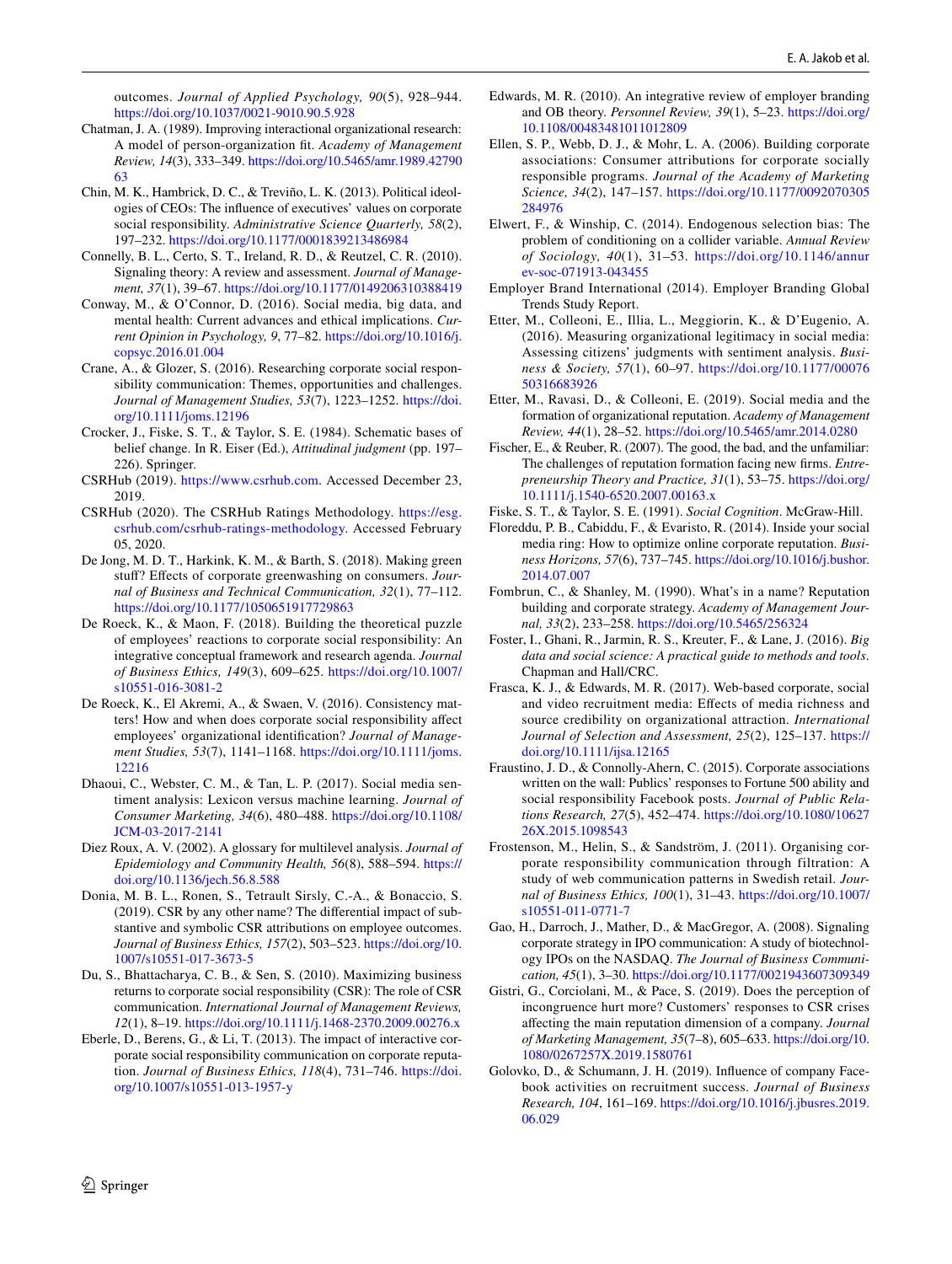outcomes. *Journal of Applied Psychology, 90*(5), 928–944. https://doi.org/10.1037/0021-9010.90.5.928

Chatman, J. A. (1989). Improving interactional organizational research: A model of person-organization fit. *Academy of Management Review, 14*(3), 333–349. https://doi.org/10.5465/amr.1989.4279063

Chin, M. K., Hambrick, D. C., & Treviño, L. K. (2013). Political ideologies of CEOs: The influence of executives' values on corporate social responsibility. *Administrative Science Quarterly, 58*(2), 197–232. https://doi.org/10.1177/0001839213486984

Connelly, B. L., Certo, S. T., Ireland, R. D., & Reutzel, C. R. (2010). Signaling theory: A review and assessment. *Journal of Management, 37*(1), 39–67. https://doi.org/10.1177/0149206310388419

Conway, M., & O'Connor, D. (2016). Social media, big data, and mental health: Current advances and ethical implications. *Current Opinion in Psychology, 9*, 77–82. https://doi.org/10.1016/j.copsyc.2016.01.004

Crane, A., & Glozer, S. (2016). Researching corporate social responsibility communication: Themes, opportunities and challenges. *Journal of Management Studies, 53*(7), 1223–1252. https://doi.org/10.1111/joms.12196

Crocker, J., Fiske, S. T., & Taylor, S. E. (1984). Schematic bases of belief change. In R. Eiser (Ed.), *Attitudinal judgment* (pp. 197–226). Springer.

CSRHub (2019). https://www.csrhub.com. Accessed December 23, 2019.

CSRHub (2020). The CSRHub Ratings Methodology. https://esg.csrhub.com/csrhub-ratings-methodology. Accessed February 05, 2020.

De Jong, M. D. T., Harkink, K. M., & Barth, S. (2018). Making green stuff? Effects of corporate greenwashing on consumers. *Journal of Business and Technical Communication, 32*(1), 77–112. https://doi.org/10.1177/1050651917729863

De Roeck, K., & Maon, F. (2018). Building the theoretical puzzle of employees' reactions to corporate social responsibility: An integrative conceptual framework and research agenda. *Journal of Business Ethics, 149*(3), 609–625. https://doi.org/10.1007/s10551-016-3081-2

De Roeck, K., El Akremi, A., & Swaen, V. (2016). Consistency matters! How and when does corporate social responsibility affect employees' organizational identification? *Journal of Management Studies, 53*(7), 1141–1168. https://doi.org/10.1111/joms.12216

Dhaoui, C., Webster, C. M., & Tan, L. P. (2017). Social media sentiment analysis: Lexicon versus machine learning. *Journal of Consumer Marketing, 34*(6), 480–488. https://doi.org/10.1108/JCM-03-2017-2141

Diez Roux, A. V. (2002). A glossary for multilevel analysis. *Journal of Epidemiology and Community Health, 56*(8), 588–594. https://doi.org/10.1136/jech.56.8.588

Donia, M. B. L., Ronen, S., Tetrault Sirsly, C.-A., & Bonaccio, S. (2019). CSR by any other name? The differential impact of substantive and symbolic CSR attributions on employee outcomes. *Journal of Business Ethics, 157*(2), 503–523. https://doi.org/10.1007/s10551-017-3673-5

Du, S., Bhattacharya, C. B., & Sen, S. (2010). Maximizing business returns to corporate social responsibility (CSR): The role of CSR communication. *International Journal of Management Reviews, 12*(1), 8–19. https://doi.org/10.1111/j.1468-2370.2009.00276.x

Eberle, D., Berens, G., & Li, T. (2013). The impact of interactive corporate social responsibility communication on corporate reputation. *Journal of Business Ethics, 118*(4), 731–746. https://doi.org/10.1007/s10551-013-1957-y

Edwards, M. R. (2010). An integrative review of employer branding and OB theory. *Personnel Review, 39*(1), 5–23. https://doi.org/10.1108/00483481011012809

Ellen, S. P., Webb, D. J., & Mohr, L. A. (2006). Building corporate associations: Consumer attributions for corporate socially responsible programs. *Journal of the Academy of Marketing Science, 34*(2), 147–157. https://doi.org/10.1177/0092070305284976

Elwert, F., & Winship, C. (2014). Endogenous selection bias: The problem of conditioning on a collider variable. *Annual Review of Sociology, 40*(1), 31–53. https://doi.org/10.1146/annurev-soc-071913-043455

Employer Brand International (2014). Employer Branding Global Trends Study Report.

Etter, M., Colleoni, E., Illia, L., Meggiorin, K., & D'Eugenio, A. (2016). Measuring organizational legitimacy in social media: Assessing citizens' judgments with sentiment analysis. *Business & Society, 57*(1), 60–97. https://doi.org/10.1177/0007650316683926

Etter, M., Ravasi, D., & Colleoni, E. (2019). Social media and the formation of organizational reputation. *Academy of Management Review, 44*(1), 28–52. https://doi.org/10.5465/amr.2014.0280

Fischer, E., & Reuber, R. (2007). The good, the bad, and the unfamiliar: The challenges of reputation formation facing new firms. *Entrepreneurship Theory and Practice, 31*(1), 53–75. https://doi.org/10.1111/j.1540-6520.2007.00163.x

Fiske, S. T., & Taylor, S. E. (1991). *Social Cognition*. McGraw-Hill.

Floreddu, P. B., Cabiddu, F., & Evaristo, R. (2014). Inside your social media ring: How to optimize online corporate reputation. *Business Horizons, 57*(6), 737–745. https://doi.org/10.1016/j.bushor.2014.07.007

Fombrun, C., & Shanley, M. (1990). What's in a name? Reputation building and corporate strategy. *Academy of Management Journal, 33*(2), 233–258. https://doi.org/10.5465/256324

Foster, I., Ghani, R., Jarmin, R. S., Kreuter, F., & Lane, J. (2016). *Big data and social science: A practical guide to methods and tools*. Chapman and Hall/CRC.

Frasca, K. J., & Edwards, M. R. (2017). Web-based corporate, social and video recruitment media: Effects of media richness and source credibility on organizational attraction. *International Journal of Selection and Assessment, 25*(2), 125–137. https://doi.org/10.1111/ijsa.12165

Fraustino, J. D., & Connolly-Ahern, C. (2015). Corporate associations written on the wall: Publics' responses to Fortune 500 ability and social responsibility Facebook posts. *Journal of Public Relations Research, 27*(5), 452–474. https://doi.org/10.1080/1062726X.2015.1098543

Frostenson, M., Helin, S., & Sandström, J. (2011). Organising corporate responsibility communication through filtration: A study of web communication patterns in Swedish retail. *Journal of Business Ethics, 100*(1), 31–43. https://doi.org/10.1007/s10551-011-0771-7

Gao, H., Darroch, J., Mather, D., & MacGregor, A. (2008). Signaling corporate strategy in IPO communication: A study of biotechnology IPOs on the NASDAQ. *The Journal of Business Communication, 45*(1), 3–30. https://doi.org/10.1177/0021943607309349

Gistri, G., Corciolani, M., & Pace, S. (2019). Does the perception of incongruence hurt more? Customers' responses to CSR crises affecting the main reputation dimension of a company. *Journal of Marketing Management, 35*(7–8), 605–633. https://doi.org/10.1080/0267257X.2019.1580761

Golovko, D., & Schumann, J. H. (2019). Influence of company Facebook activities on recruitment success. *Journal of Business Research, 104*, 161–169. https://doi.org/10.1016/j.jbusres.2019.06.029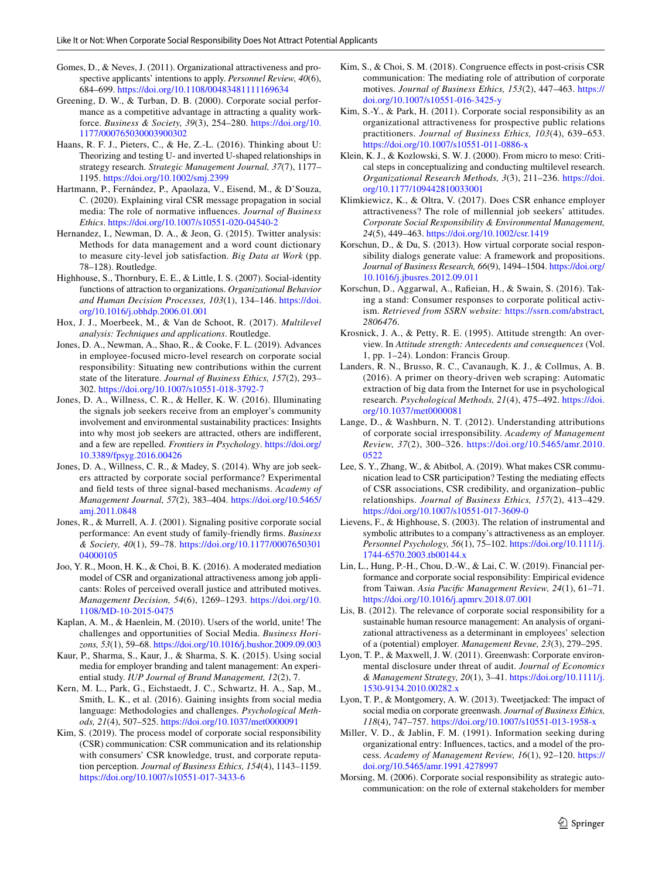Gomes, D., & Neves, J. (2011). Organizational attractiveness and prospective applicants' intentions to apply. *Personnel Review, 40*(6), 684–699. https://doi.org/10.1108/00483481111169634

Greening, D. W., & Turban, D. B. (2000). Corporate social performance as a competitive advantage in attracting a quality workforce. *Business & Society, 39*(3), 254–280. https://doi.org/10.1177/000765030003900302

Haans, R. F. J., Pieters, C., & He, Z.-L. (2016). Thinking about U: Theorizing and testing U- and inverted U-shaped relationships in strategy research. *Strategic Management Journal, 37*(7), 1177–1195. https://doi.org/10.1002/smj.2399

Hartmann, P., Fernández, P., Apaolaza, V., Eisend, M., & D'Souza, C. (2020). Explaining viral CSR message propagation in social media: The role of normative influences. *Journal of Business Ethics*. https://doi.org/10.1007/s10551-020-04540-2

Hernandez, I., Newman, D. A., & Jeon, G. (2015). Twitter analysis: Methods for data management and a word count dictionary to measure city-level job satisfaction. *Big Data at Work* (pp. 78–128). Routledge.

Highhouse, S., Thornbury, E. E., & Little, I. S. (2007). Social-identity functions of attraction to organizations. *Organizational Behavior and Human Decision Processes, 103*(1), 134–146. https://doi.org/10.1016/j.obhdp.2006.01.001

Hox, J. J., Moerbeek, M., & Van de Schoot, R. (2017). *Multilevel analysis: Techniques and applications*. Routledge.

Jones, D. A., Newman, A., Shao, R., & Cooke, F. L. (2019). Advances in employee-focused micro-level research on corporate social responsibility: Situating new contributions within the current state of the literature. *Journal of Business Ethics, 157*(2), 293–302. https://doi.org/10.1007/s10551-018-3792-7

Jones, D. A., Willness, C. R., & Heller, K. W. (2016). Illuminating the signals job seekers receive from an employer's community involvement and environmental sustainability practices: Insights into why most job seekers are attracted, others are indifferent, and a few are repelled. *Frontiers in Psychology*. https://doi.org/10.3389/fpsyg.2016.00426

Jones, D. A., Willness, C. R., & Madey, S. (2014). Why are job seekers attracted by corporate social performance? Experimental and field tests of three signal-based mechanisms. *Academy of Management Journal, 57*(2), 383–404. https://doi.org/10.5465/amj.2011.0848

Jones, R., & Murrell, A. J. (2001). Signaling positive corporate social performance: An event study of family-friendly firms. *Business & Society, 40*(1), 59–78. https://doi.org/10.1177/000765030104000105

Joo, Y. R., Moon, H. K., & Choi, B. K. (2016). A moderated mediation model of CSR and organizational attractiveness among job applicants: Roles of perceived overall justice and attributed motives. *Management Decision, 54*(6), 1269–1293. https://doi.org/10.1108/MD-10-2015-0475

Kaplan, A. M., & Haenlein, M. (2010). Users of the world, unite! The challenges and opportunities of Social Media. *Business Horizons, 53*(1), 59–68. https://doi.org/10.1016/j.bushor.2009.09.003

Kaur, P., Sharma, S., Kaur, J., & Sharma, S. K. (2015). Using social media for employer branding and talent management: An experiential study. *IUP Journal of Brand Management, 12*(2), 7.

Kern, M. L., Park, G., Eichstaedt, J. C., Schwartz, H. A., Sap, M., Smith, L. K., et al. (2016). Gaining insights from social media language: Methodologies and challenges. *Psychological Methods, 21*(4), 507–525. https://doi.org/10.1037/met0000091

Kim, S. (2019). The process model of corporate social responsibility (CSR) communication: CSR communication and its relationship with consumers' CSR knowledge, trust, and corporate reputation perception. *Journal of Business Ethics, 154*(4), 1143–1159. https://doi.org/10.1007/s10551-017-3433-6

Kim, S., & Choi, S. M. (2018). Congruence effects in post-crisis CSR communication: The mediating role of attribution of corporate motives. *Journal of Business Ethics, 153*(2), 447–463. https://doi.org/10.1007/s10551-016-3425-y

Kim, S.-Y., & Park, H. (2011). Corporate social responsibility as an organizational attractiveness for prospective public relations practitioners. *Journal of Business Ethics, 103*(4), 639–653. https://doi.org/10.1007/s10551-011-0886-x

Klein, K. J., & Kozlowski, S. W. J. (2000). From micro to meso: Critical steps in conceptualizing and conducting multilevel research. *Organizational Research Methods, 3*(3), 211–236. https://doi.org/10.1177/109442810033001

Klimkiewicz, K., & Oltra, V. (2017). Does CSR enhance employer attractiveness? The role of millennial job seekers' attitudes. *Corporate Social Responsibility & Environmental Management, 24*(5), 449–463. https://doi.org/10.1002/csr.1419

Korschun, D., & Du, S. (2013). How virtual corporate social responsibility dialogs generate value: A framework and propositions. *Journal of Business Research, 66*(9), 1494–1504. https://doi.org/10.1016/j.jbusres.2012.09.011

Korschun, D., Aggarwal, A., Rafieian, H., & Swain, S. (2016). Taking a stand: Consumer responses to corporate political activism. *Retrieved from SSRN website:* https://ssrn.com/abstract, *2806476*.

Krosnick, J. A., & Petty, R. E. (1995). Attitude strength: An overview. In *Attitude strength: Antecedents and consequences* (Vol. 1, pp. 1–24). London: Francis Group.

Landers, R. N., Brusso, R. C., Cavanaugh, K. J., & Collmus, A. B. (2016). A primer on theory-driven web scraping: Automatic extraction of big data from the Internet for use in psychological research. *Psychological Methods, 21*(4), 475–492. https://doi.org/10.1037/met0000081

Lange, D., & Washburn, N. T. (2012). Understanding attributions of corporate social irresponsibility. *Academy of Management Review, 37*(2), 300–326. https://doi.org/10.5465/amr.2010.0522

Lee, S. Y., Zhang, W., & Abitbol, A. (2019). What makes CSR communication lead to CSR participation? Testing the mediating effects of CSR associations, CSR credibility, and organization–public relationships. *Journal of Business Ethics, 157*(2), 413–429. https://doi.org/10.1007/s10551-017-3609-0

Lievens, F., & Highhouse, S. (2003). The relation of instrumental and symbolic attributes to a company's attractiveness as an employer. *Personnel Psychology, 56*(1), 75–102. https://doi.org/10.1111/j.1744-6570.2003.tb00144.x

Lin, L., Hung, P.-H., Chou, D.-W., & Lai, C. W. (2019). Financial performance and corporate social responsibility: Empirical evidence from Taiwan. *Asia Pacific Management Review, 24*(1), 61–71. https://doi.org/10.1016/j.apmrv.2018.07.001

Lis, B. (2012). The relevance of corporate social responsibility for a sustainable human resource management: An analysis of organizational attractiveness as a determinant in employees' selection of a (potential) employer. *Management Revue, 23*(3), 279–295.

Lyon, T. P., & Maxwell, J. W. (2011). Greenwash: Corporate environmental disclosure under threat of audit. *Journal of Economics & Management Strategy, 20*(1), 3–41. https://doi.org/10.1111/j.1530-9134.2010.00282.x

Lyon, T. P., & Montgomery, A. W. (2013). Tweetjacked: The impact of social media on corporate greenwash. *Journal of Business Ethics, 118*(4), 747–757. https://doi.org/10.1007/s10551-013-1958-x

Miller, V. D., & Jablin, F. M. (1991). Information seeking during organizational entry: Influences, tactics, and a model of the process. *Academy of Management Review, 16*(1), 92–120. https://doi.org/10.5465/amr.1991.4278997

Morsing, M. (2006). Corporate social responsibility as strategic auto-communication: on the role of external stakeholders for member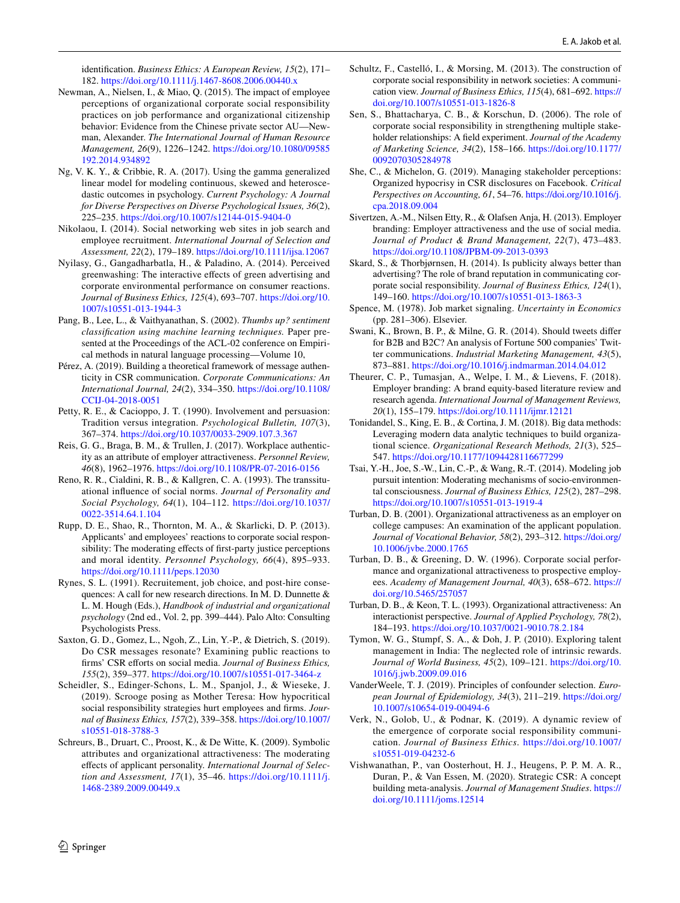identification. *Business Ethics: A European Review, 15*(2), 171–182. https://doi.org/10.1111/j.1467-8608.2006.00440.x

Newman, A., Nielsen, I., & Miao, Q. (2015). The impact of employee perceptions of organizational corporate social responsibility practices on job performance and organizational citizenship behavior: Evidence from the Chinese private sector AU—Newman, Alexander. *The International Journal of Human Resource Management, 26*(9), 1226–1242. https://doi.org/10.1080/09585192.2014.934892

Ng, V. K. Y., & Cribbie, R. A. (2017). Using the gamma generalized linear model for modeling continuous, skewed and heteroscedastic outcomes in psychology. *Current Psychology: A Journal for Diverse Perspectives on Diverse Psychological Issues, 36*(2), 225–235. https://doi.org/10.1007/s12144-015-9404-0

Nikolaou, I. (2014). Social networking web sites in job search and employee recruitment. *International Journal of Selection and Assessment, 22*(2), 179–189. https://doi.org/10.1111/ijsa.12067

Nyilasy, G., Gangadharbatla, H., & Paladino, A. (2014). Perceived greenwashing: The interactive effects of green advertising and corporate environmental performance on consumer reactions. *Journal of Business Ethics, 125*(4), 693–707. https://doi.org/10.1007/s10551-013-1944-3

Pang, B., Lee, L., & Vaithyanathan, S. (2002). *Thumbs up? sentiment classification using machine learning techniques.* Paper presented at the Proceedings of the ACL-02 conference on Empirical methods in natural language processing—Volume 10,

Pérez, A. (2019). Building a theoretical framework of message authenticity in CSR communication. *Corporate Communications: An International Journal, 24*(2), 334–350. https://doi.org/10.1108/CCIJ-04-2018-0051

Petty, R. E., & Cacioppo, J. T. (1990). Involvement and persuasion: Tradition versus integration. *Psychological Bulletin, 107*(3), 367–374. https://doi.org/10.1037/0033-2909.107.3.367

Reis, G. G., Braga, B. M., & Trullen, J. (2017). Workplace authenticity as an attribute of employer attractiveness. *Personnel Review, 46*(8), 1962–1976. https://doi.org/10.1108/PR-07-2016-0156

Reno, R. R., Cialdini, R. B., & Kallgren, C. A. (1993). The transsituational influence of social norms. *Journal of Personality and Social Psychology, 64*(1), 104–112. https://doi.org/10.1037/0022-3514.64.1.104

Rupp, D. E., Shao, R., Thornton, M. A., & Skarlicki, D. P. (2013). Applicants' and employees' reactions to corporate social responsibility: The moderating effects of first-party justice perceptions and moral identity. *Personnel Psychology, 66*(4), 895–933. https://doi.org/10.1111/peps.12030

Rynes, S. L. (1991). Recruitement, job choice, and post-hire consequences: A call for new research directions. In M. D. Dunnette & L. M. Hough (Eds.), *Handbook of industrial and organizational psychology* (2nd ed., Vol. 2, pp. 399–444). Palo Alto: Consulting Psychologists Press.

Saxton, G. D., Gomez, L., Ngoh, Z., Lin, Y.-P., & Dietrich, S. (2019). Do CSR messages resonate? Examining public reactions to firms' CSR efforts on social media. *Journal of Business Ethics, 155*(2), 359–377. https://doi.org/10.1007/s10551-017-3464-z

Scheidler, S., Edinger-Schons, L. M., Spanjol, J., & Wieseke, J. (2019). Scrooge posing as Mother Teresa: How hypocritical social responsibility strategies hurt employees and firms. *Journal of Business Ethics, 157*(2), 339–358. https://doi.org/10.1007/s10551-018-3788-3

Schreurs, B., Druart, C., Proost, K., & De Witte, K. (2009). Symbolic attributes and organizational attractiveness: The moderating effects of applicant personality. *International Journal of Selection and Assessment, 17*(1), 35–46. https://doi.org/10.1111/j.1468-2389.2009.00449.x

Schultz, F., Castelló, I., & Morsing, M. (2013). The construction of corporate social responsibility in network societies: A communication view. *Journal of Business Ethics, 115*(4), 681–692. https://doi.org/10.1007/s10551-013-1826-8

Sen, S., Bhattacharya, C. B., & Korschun, D. (2006). The role of corporate social responsibility in strengthening multiple stakeholder relationships: A field experiment. *Journal of the Academy of Marketing Science, 34*(2), 158–166. https://doi.org/10.1177/0092070305284978

She, C., & Michelon, G. (2019). Managing stakeholder perceptions: Organized hypocrisy in CSR disclosures on Facebook. *Critical Perspectives on Accounting, 61*, 54–76. https://doi.org/10.1016/j.cpa.2018.09.004

Sivertzen, A.-M., Nilsen Etty, R., & Olafsen Anja, H. (2013). Employer branding: Employer attractiveness and the use of social media. *Journal of Product & Brand Management, 22*(7), 473–483. https://doi.org/10.1108/JPBM-09-2013-0393

Skard, S., & Thorbjørnsen, H. (2014). Is publicity always better than advertising? The role of brand reputation in communicating corporate social responsibility. *Journal of Business Ethics, 124*(1), 149–160. https://doi.org/10.1007/s10551-013-1863-3

Spence, M. (1978). Job market signaling. *Uncertainty in Economics* (pp. 281–306). Elsevier.

Swani, K., Brown, B. P., & Milne, G. R. (2014). Should tweets differ for B2B and B2C? An analysis of Fortune 500 companies' Twitter communications. *Industrial Marketing Management, 43*(5), 873–881. https://doi.org/10.1016/j.indmarman.2014.04.012

Theurer, C. P., Tumasjan, A., Welpe, I. M., & Lievens, F. (2018). Employer branding: A brand equity-based literature review and research agenda. *International Journal of Management Reviews, 20*(1), 155–179. https://doi.org/10.1111/ijmr.12121

Tonidandel, S., King, E. B., & Cortina, J. M. (2018). Big data methods: Leveraging modern data analytic techniques to build organizational science. *Organizational Research Methods, 21*(3), 525–547. https://doi.org/10.1177/1094428116677299

Tsai, Y.-H., Joe, S.-W., Lin, C.-P., & Wang, R.-T. (2014). Modeling job pursuit intention: Moderating mechanisms of socio-environmental consciousness. *Journal of Business Ethics, 125*(2), 287–298. https://doi.org/10.1007/s10551-013-1919-4

Turban, D. B. (2001). Organizational attractiveness as an employer on college campuses: An examination of the applicant population. *Journal of Vocational Behavior, 58*(2), 293–312. https://doi.org/10.1006/jvbe.2000.1765

Turban, D. B., & Greening, D. W. (1996). Corporate social performance and organizational attractiveness to prospective employees. *Academy of Management Journal, 40*(3), 658–672. https://doi.org/10.5465/257057

Turban, D. B., & Keon, T. L. (1993). Organizational attractiveness: An interactionist perspective. *Journal of Applied Psychology, 78*(2), 184–193. https://doi.org/10.1037/0021-9010.78.2.184

Tymon, W. G., Stumpf, S. A., & Doh, J. P. (2010). Exploring talent management in India: The neglected role of intrinsic rewards. *Journal of World Business, 45*(2), 109–121. https://doi.org/10.1016/j.jwb.2009.09.016

VanderWeele, T. J. (2019). Principles of confounder selection. *European Journal of Epidemiology, 34*(3), 211–219. https://doi.org/10.1007/s10654-019-00494-6

Verk, N., Golob, U., & Podnar, K. (2019). A dynamic review of the emergence of corporate social responsibility communication. *Journal of Business Ethics*. https://doi.org/10.1007/s10551-019-04232-6

Vishwanathan, P., van Oosterhout, H. J., Heugens, P. P. M. A. R., Duran, P., & Van Essen, M. (2020). Strategic CSR: A concept building meta-analysis. *Journal of Management Studies*. https://doi.org/10.1111/joms.12514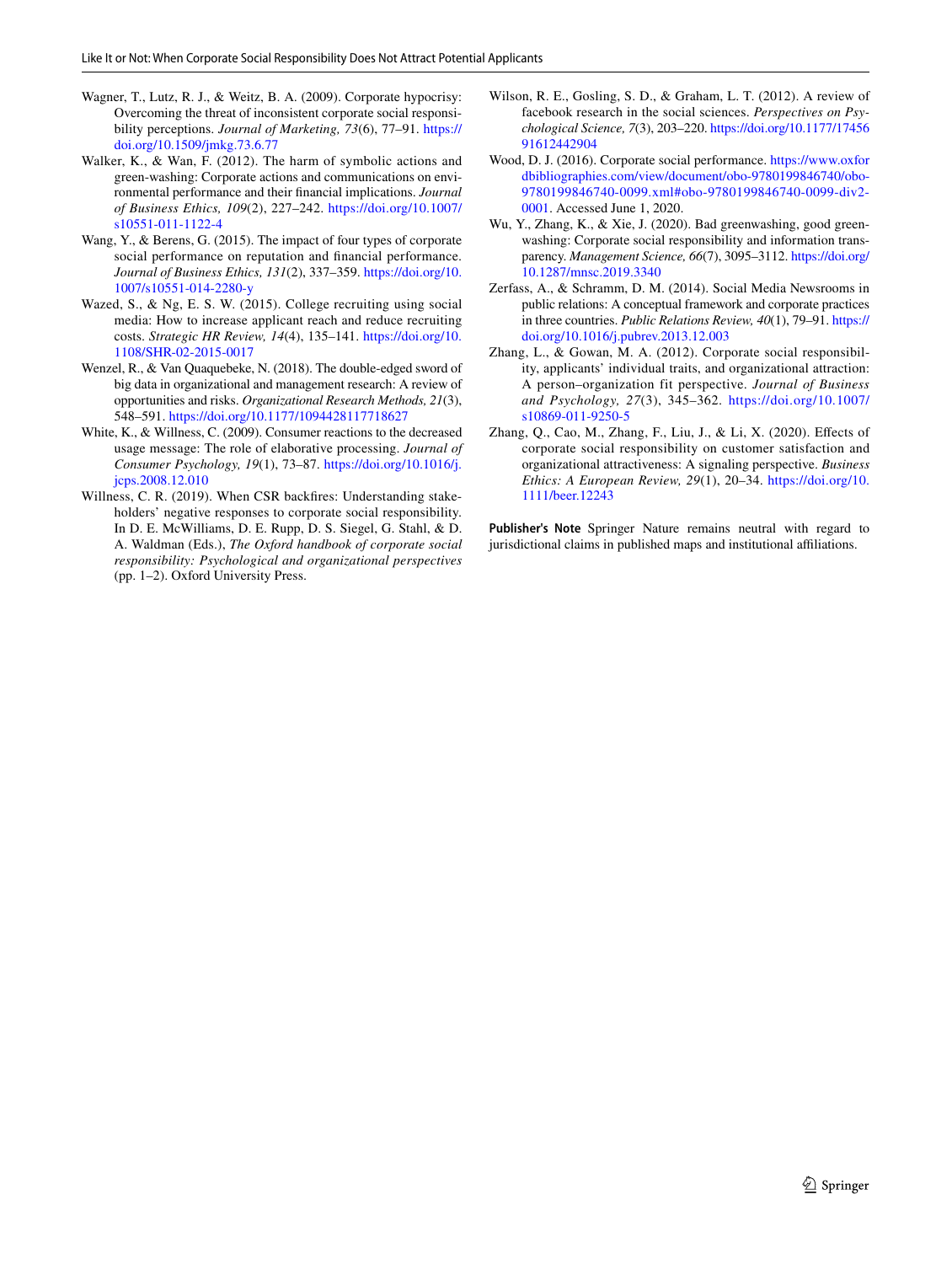Wagner, T., Lutz, R. J., & Weitz, B. A. (2009). Corporate hypocrisy: Overcoming the threat of inconsistent corporate social responsibility perceptions. *Journal of Marketing, 73*(6), 77–91. https://doi.org/10.1509/jmkg.73.6.77

Walker, K., & Wan, F. (2012). The harm of symbolic actions and green-washing: Corporate actions and communications on environmental performance and their financial implications. *Journal of Business Ethics, 109*(2), 227–242. https://doi.org/10.1007/s10551-011-1122-4

Wang, Y., & Berens, G. (2015). The impact of four types of corporate social performance on reputation and financial performance. *Journal of Business Ethics, 131*(2), 337–359. https://doi.org/10.1007/s10551-014-2280-y

Wazed, S., & Ng, E. S. W. (2015). College recruiting using social media: How to increase applicant reach and reduce recruiting costs. *Strategic HR Review, 14*(4), 135–141. https://doi.org/10.1108/SHR-02-2015-0017

Wenzel, R., & Van Quaquebeke, N. (2018). The double-edged sword of big data in organizational and management research: A review of opportunities and risks. *Organizational Research Methods, 21*(3), 548–591. https://doi.org/10.1177/1094428117718627

White, K., & Willness, C. (2009). Consumer reactions to the decreased usage message: The role of elaborative processing. *Journal of Consumer Psychology, 19*(1), 73–87. https://doi.org/10.1016/j.jcps.2008.12.010

Willness, C. R. (2019). When CSR backfires: Understanding stakeholders' negative responses to corporate social responsibility. In D. E. McWilliams, D. E. Rupp, D. S. Siegel, G. Stahl, & D. A. Waldman (Eds.), *The Oxford handbook of corporate social responsibility: Psychological and organizational perspectives* (pp. 1–2). Oxford University Press.

Wilson, R. E., Gosling, S. D., & Graham, L. T. (2012). A review of facebook research in the social sciences. *Perspectives on Psychological Science, 7*(3), 203–220. https://doi.org/10.1177/1745691612442904

Wood, D. J. (2016). Corporate social performance. https://www.oxfordbibliographies.com/view/document/obo-9780199846740/obo-9780199846740-0099.xml#obo-9780199846740-0099-div2-0001. Accessed June 1, 2020.

Wu, Y., Zhang, K., & Xie, J. (2020). Bad greenwashing, good greenwashing: Corporate social responsibility and information transparency. *Management Science, 66*(7), 3095–3112. https://doi.org/10.1287/mnsc.2019.3340

Zerfass, A., & Schramm, D. M. (2014). Social Media Newsrooms in public relations: A conceptual framework and corporate practices in three countries. *Public Relations Review, 40*(1), 79–91. https://doi.org/10.1016/j.pubrev.2013.12.003

Zhang, L., & Gowan, M. A. (2012). Corporate social responsibility, applicants' individual traits, and organizational attraction: A person–organization fit perspective. *Journal of Business and Psychology, 27*(3), 345–362. https://doi.org/10.1007/s10869-011-9250-5

Zhang, Q., Cao, M., Zhang, F., Liu, J., & Li, X. (2020). Effects of corporate social responsibility on customer satisfaction and organizational attractiveness: A signaling perspective. *Business Ethics: A European Review, 29*(1), 20–34. https://doi.org/10.1111/beer.12243

**Publisher's Note** Springer Nature remains neutral with regard to jurisdictional claims in published maps and institutional affiliations.